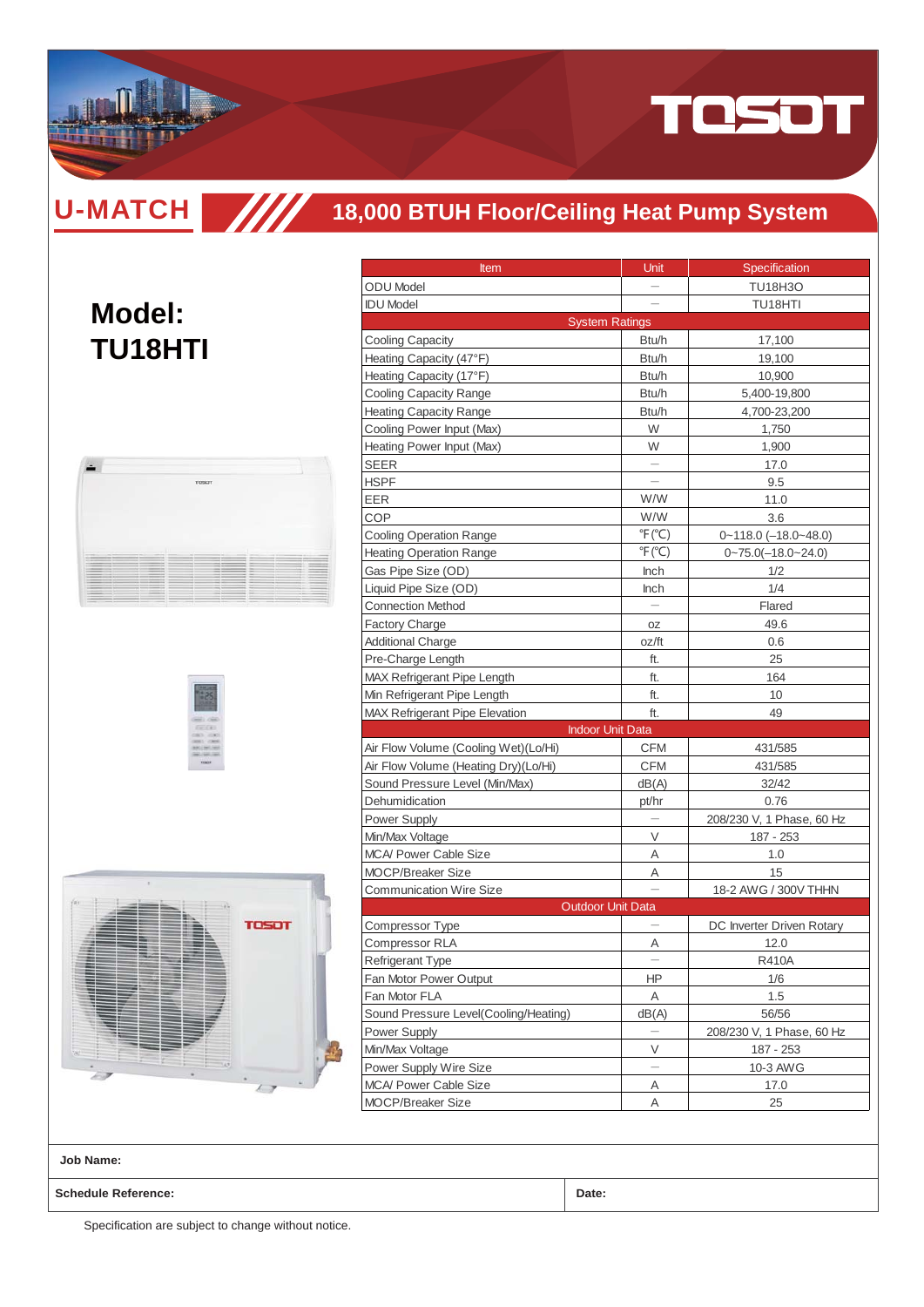# U-MATCH

## 18,000 BTUH Floor/Ceiling Heat Pump System

## Model: TU18HTI

| Item | Unit | Specification |
|---|---|---|
| ODU Model | — | TU18H3O |
| IDU Model | — | TU18HTI |
| System Ratings | | |
| Cooling Capacity | Btu/h | 17,100 |
| Heating Capacity (47°F) | Btu/h | 19,100 |
| Heating Capacity (17°F) | Btu/h | 10,900 |
| Cooling Capacity Range | Btu/h | 5,400-19,800 |
| Heating Capacity Range | Btu/h | 4,700-23,200 |
| Cooling Power Input (Max) | W | 1,750 |
| Heating Power Input (Max) | W | 1,900 |
| SEER | — | 17.0 |
| HSPF | — | 9.5 |
| EER | W/W | 11.0 |
| COP | W/W | 3.6 |
| Cooling Operation Range | ℉(℃) | 0~118.0 (–18.0~48.0) |
| Heating Operation Range | ℉(℃) | 0~75.0(–18.0~24.0) |
| Gas Pipe Size (OD) | Inch | 1/2 |
| Liquid Pipe Size (OD) | Inch | 1/4 |
| Connection Method | — | Flared |
| Factory Charge | oz | 49.6 |
| Additional Charge | oz/ft | 0.6 |
| Pre-Charge Length | ft. | 25 |
| MAX Refrigerant Pipe Length | ft. | 164 |
| Min Refrigerant Pipe Length | ft. | 10 |
| MAX Refrigerant Pipe Elevation | ft. | 49 |
| Indoor Unit Data | | |
| Air Flow Volume (Cooling Wet)(Lo/Hi) | CFM | 431/585 |
| Air Flow Volume (Heating Dry)(Lo/Hi) | CFM | 431/585 |
| Sound Pressure Level (Min/Max) | dB(A) | 32/42 |
| Dehumidication | pt/hr | 0.76 |
| Power Supply | — | 208/230 V, 1 Phase, 60 Hz |
| Min/Max Voltage | V | 187 - 253 |
| MCA/ Power Cable Size | A | 1.0 |
| MOCP/Breaker Size | A | 15 |
| Communication Wire Size | — | 18-2 AWG / 300V THHN |
| Outdoor Unit Data | | |
| Compressor Type | — | DC Inverter Driven Rotary |
| Compressor RLA | A | 12.0 |
| Refrigerant Type | — | R410A |
| Fan Motor Power Output | HP | 1/6 |
| Fan Motor FLA | A | 1.5 |
| Sound Pressure Level(Cooling/Heating) | dB(A) | 56/56 |
| Power Supply | — | 208/230 V, 1 Phase, 60 Hz |
| Min/Max Voltage | V | 187 - 253 |
| Power Supply Wire Size | — | 10-3 AWG |
| MCA/ Power Cable Size | A | 17.0 |
| MOCP/Breaker Size | A | 25 |

| **Job Name:** | |
|---|---|
| **Schedule Reference:** | **Date:** |

Specification are subject to change without notice.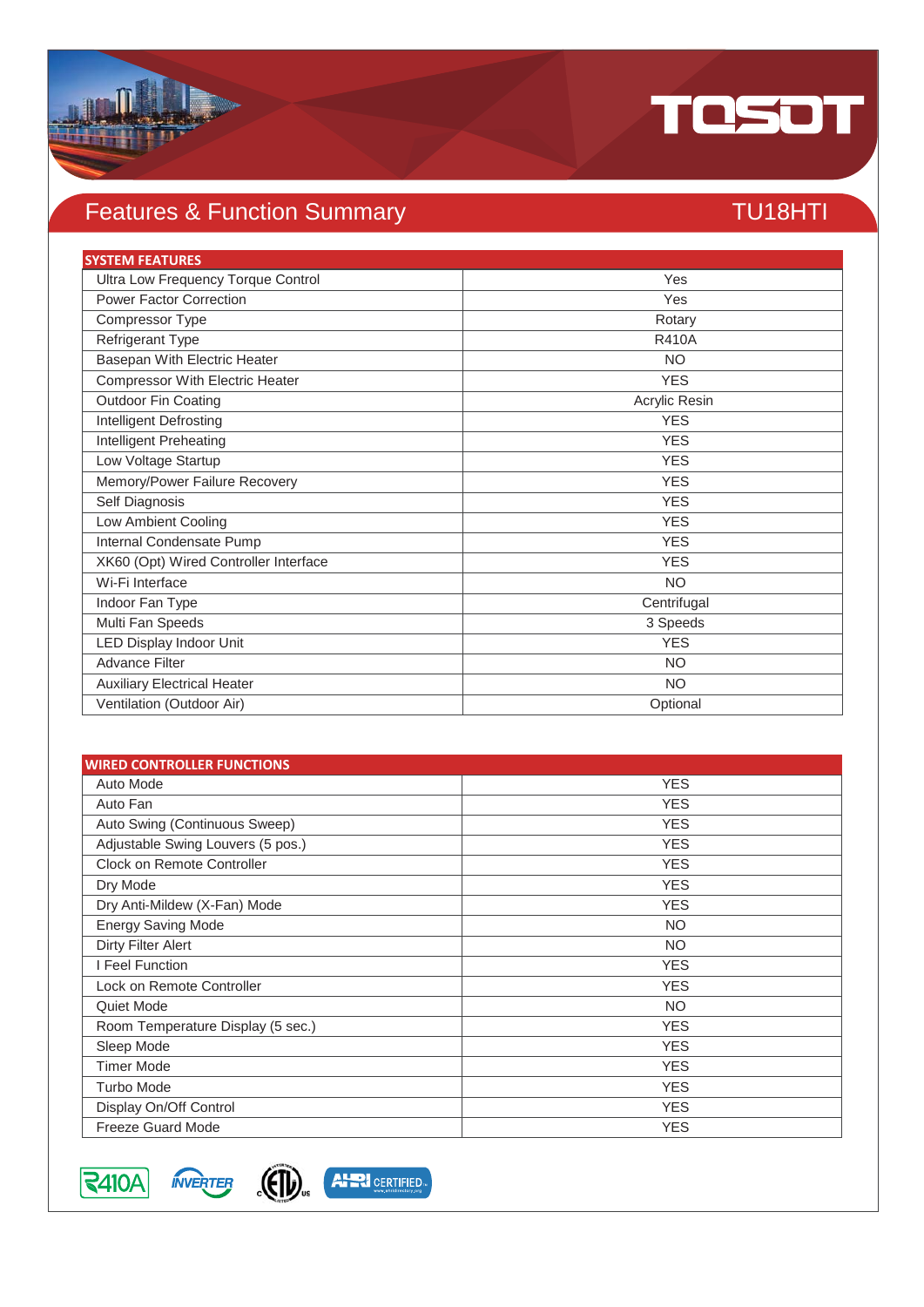# Features & Function Summary

## TU18HTI

| SYSTEM FEATURES | |
|---|---|
| Ultra Low Frequency Torque Control | Yes |
| Power Factor Correction | Yes |
| Compressor Type | Rotary |
| Refrigerant Type | R410A |
| Basepan With Electric Heater | NO |
| Compressor With Electric Heater | YES |
| Outdoor Fin Coating | Acrylic Resin |
| Intelligent Defrosting | YES |
| Intelligent Preheating | YES |
| Low Voltage Startup | YES |
| Memory/Power Failure Recovery | YES |
| Self Diagnosis | YES |
| Low Ambient Cooling | YES |
| Internal Condensate Pump | YES |
| XK60 (Opt) Wired Controller Interface | YES |
| Wi-Fi Interface | NO |
| Indoor Fan Type | Centrifugal |
| Multi Fan Speeds | 3 Speeds |
| LED Display Indoor Unit | YES |
| Advance Filter | NO |
| Auxiliary Electrical Heater | NO |
| Ventilation (Outdoor Air) | Optional |

| WIRED CONTROLLER FUNCTIONS | |
|---|---|
| Auto Mode | YES |
| Auto Fan | YES |
| Auto Swing (Continuous Sweep) | YES |
| Adjustable Swing Louvers (5 pos.) | YES |
| Clock on Remote Controller | YES |
| Dry Mode | YES |
| Dry Anti-Mildew (X-Fan) Mode | YES |
| Energy Saving Mode | NO |
| Dirty Filter Alert | NO |
| I Feel Function | YES |
| Lock on Remote Controller | YES |
| Quiet Mode | NO |
| Room Temperature Display (5 sec.) | YES |
| Sleep Mode | YES |
| Timer Mode | YES |
| Turbo Mode | YES |
| Display On/Off Control | YES |
| Freeze Guard Mode | YES |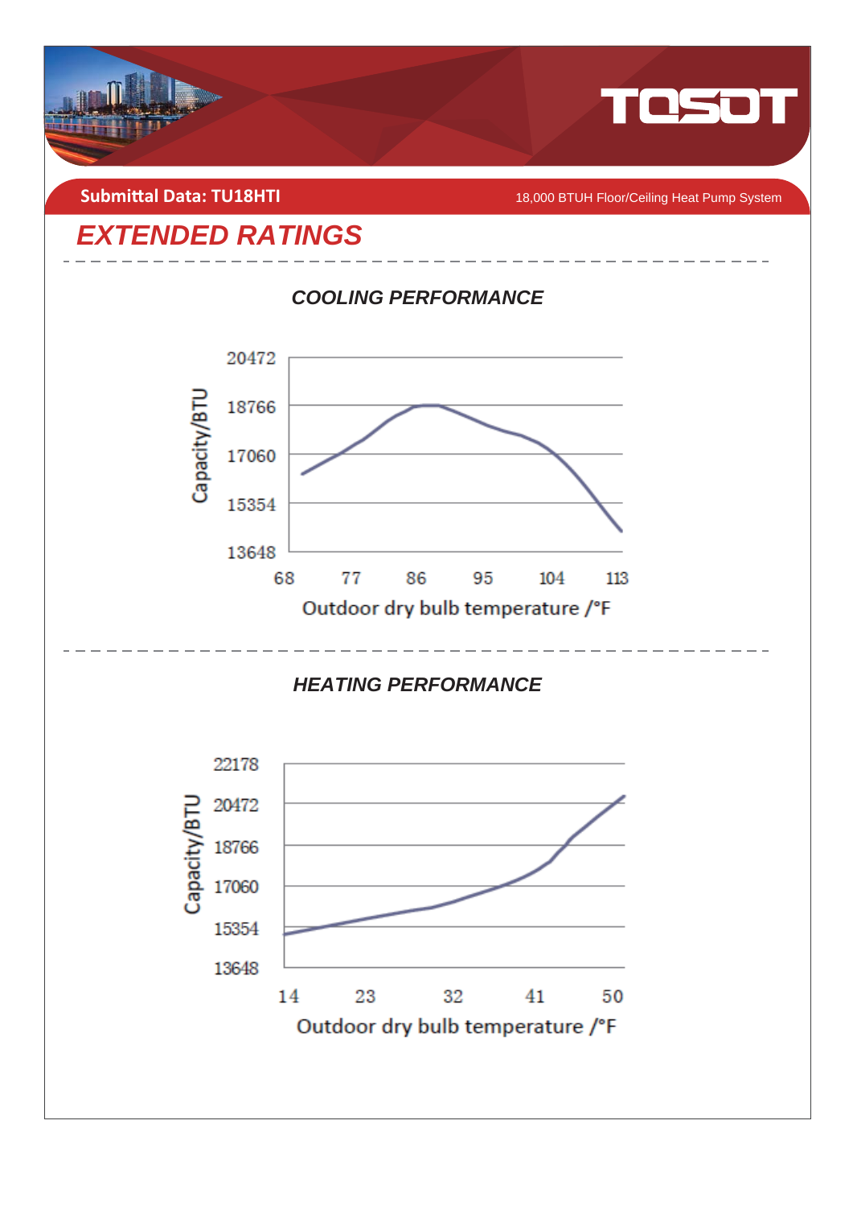Submittal Data: TU18HTI

18,000 BTUH Floor/Ceiling Heat Pump System

# EXTENDED RATINGS

## COOLING PERFORMANCE

Capacity/BTU: 20472, 18766, 17060, 15354, 13648

Outdoor dry bulb temperature /°F: 68, 77, 86, 95, 104, 113

## HEATING PERFORMANCE

Capacity/BTU: 22178, 20472, 18766, 17060, 15354, 13648

Outdoor dry bulb temperature /°F: 14, 23, 32, 41, 50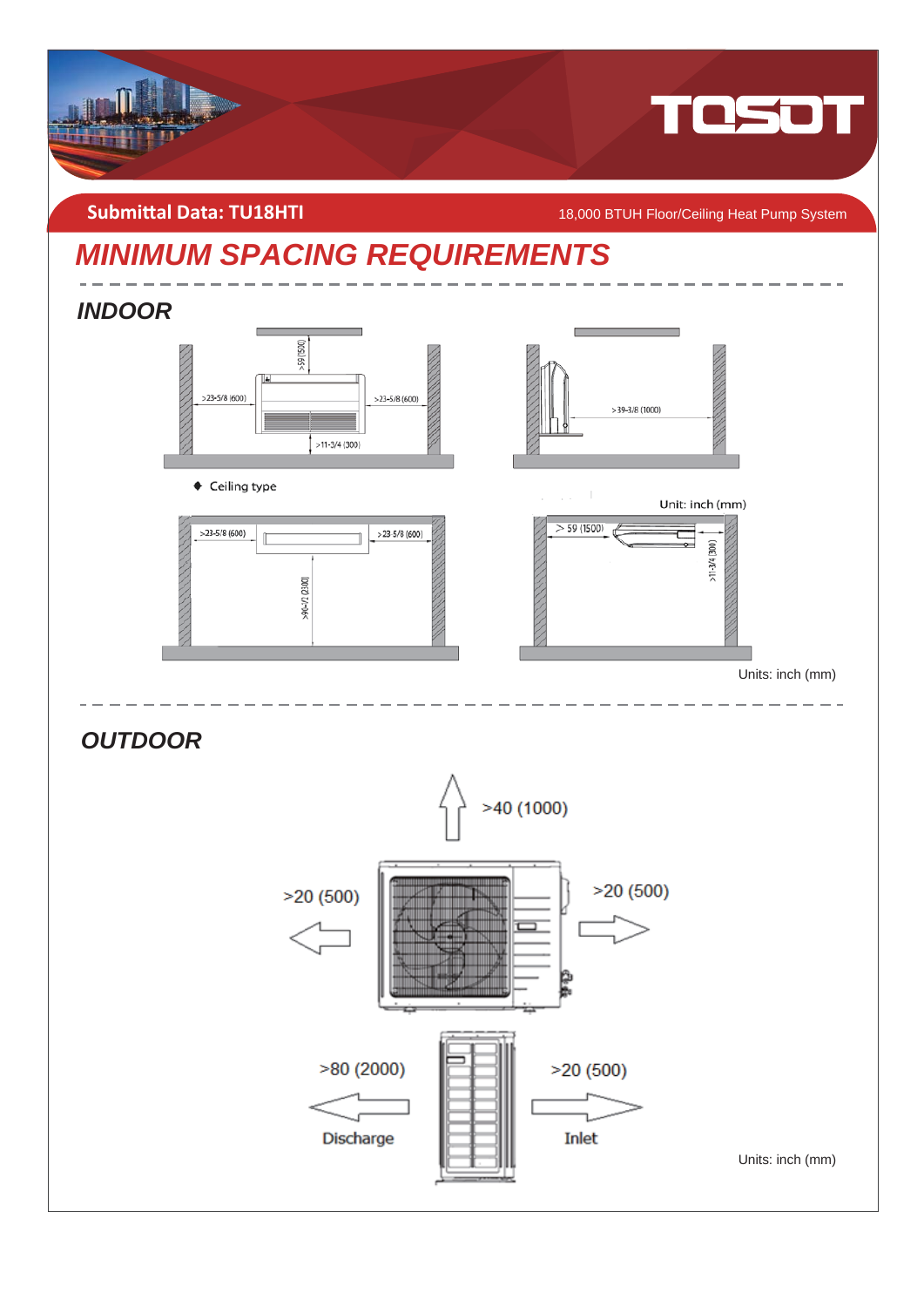Submittal Data: TU18HTI

18,000 BTUH Floor/Ceiling Heat Pump System

# MINIMUM SPACING REQUIREMENTS

## INDOOR

>59 (1500)

>23-5/8 (600)

>23-5/8 (600)

>11-3/4 (300)

>39-3/8 (1000)

◆ Ceiling type

Unit: inch (mm)

>23-5/8 (600)

>23-5/8 (600)

>96-1/2 (2100)

> 59 (1500)

>11-3/4 (300)

Units: inch (mm)

## OUTDOOR

>40 (1000)

>20 (500)

>20 (500)

>80 (2000)

Discharge

>20 (500)

Inlet

Units: inch (mm)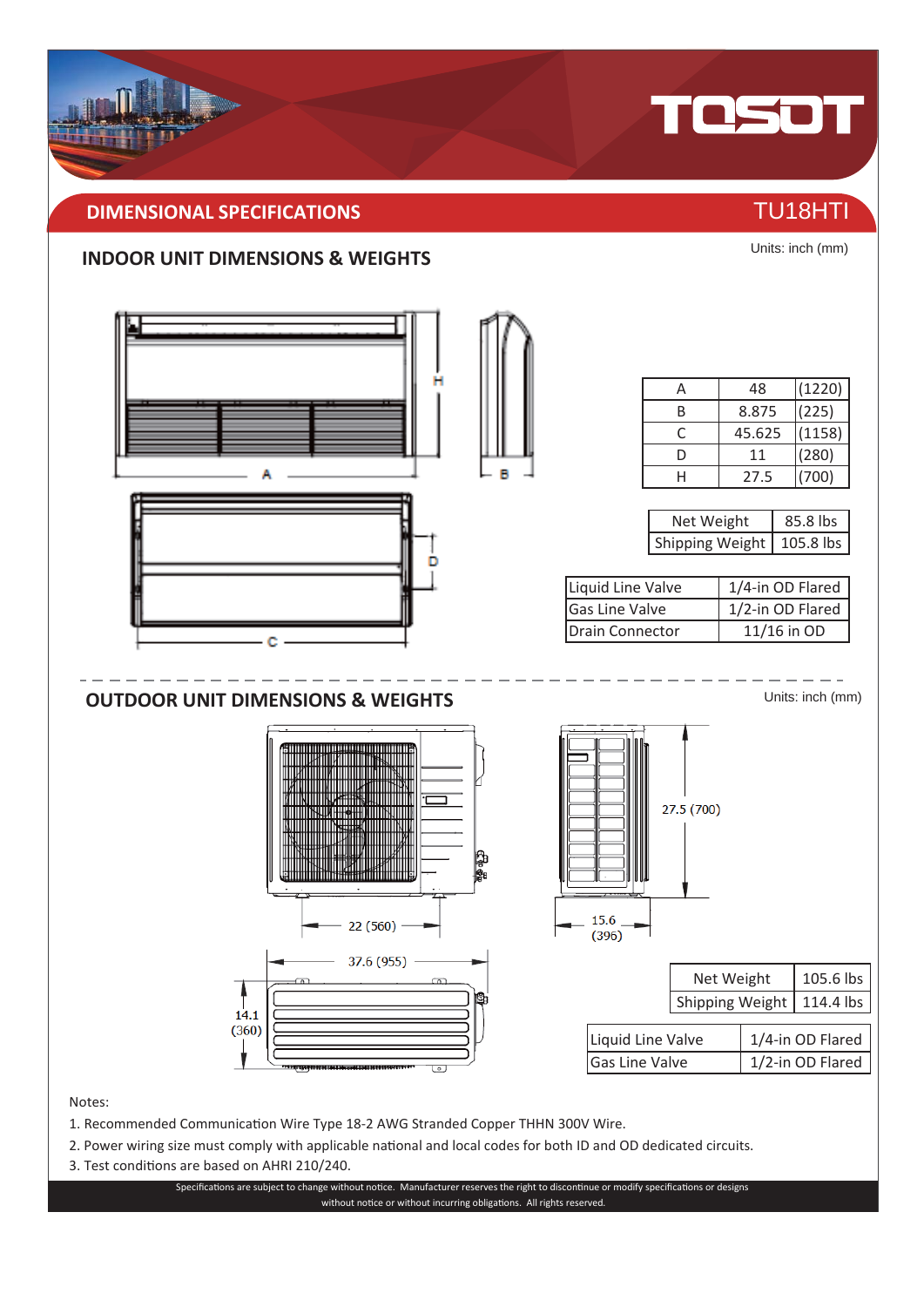## DIMENSIONAL SPECIFICATIONS

TU18HTI

### INDOOR UNIT DIMENSIONS & WEIGHTS

Units: inch (mm)

| | | |
|---|---|---|
| A | 48 | (1220) |
| B | 8.875 | (225) |
| C | 45.625 | (1158) |
| D | 11 | (280) |
| H | 27.5 | (700) |

| | |
|---|---|
| Net Weight | 85.8 lbs |
| Shipping Weight | 105.8 lbs |

| | |
|---|---|
| Liquid Line Valve | 1/4-in OD Flared |
| Gas Line Valve | 1/2-in OD Flared |
| Drain Connector | 11/16 in OD |

### OUTDOOR UNIT DIMENSIONS & WEIGHTS

Units: inch (mm)

22 (560)

15.6 (396)

27.5 (700)

37.6 (955)

14.1 (360)

| | |
|---|---|
| Net Weight | 105.6 lbs |
| Shipping Weight | 114.4 lbs |

| | |
|---|---|
| Liquid Line Valve | 1/4-in OD Flared |
| Gas Line Valve | 1/2-in OD Flared |

Notes:

1. Recommended Communication Wire Type 18-2 AWG Stranded Copper THHN 300V Wire.
2. Power wiring size must comply with applicable national and local codes for both ID and OD dedicated circuits.
3. Test conditions are based on AHRI 210/240.

Specifications are subject to change without notice. Manufacturer reserves the right to discontinue or modify specifications or designs without notice or without incurring obligations. All rights reserved.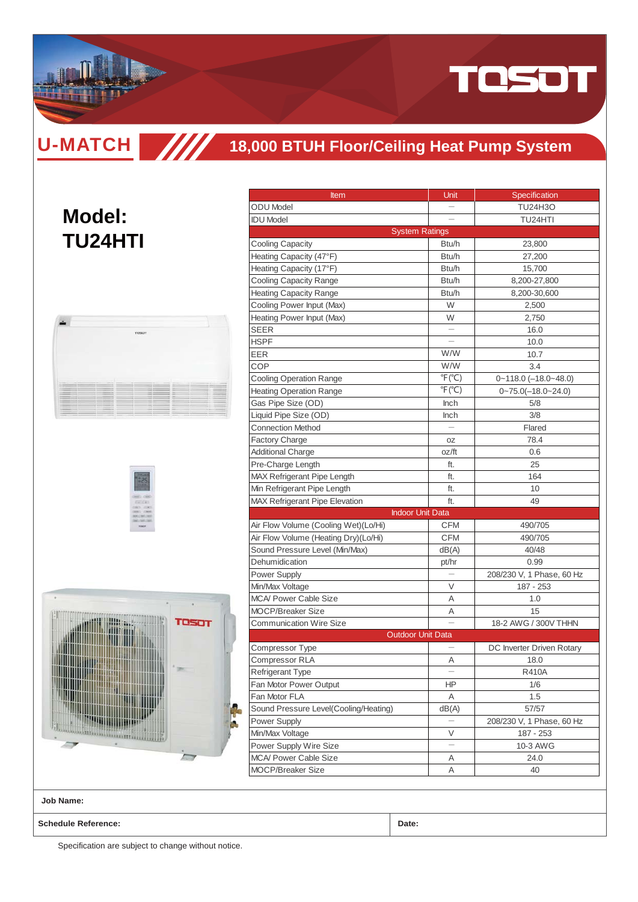# U-MATCH

## 18,000 BTUH Floor/Ceiling Heat Pump System

# Model: TU24HTI

| Item | Unit | Specification |
|---|---|---|
| ODU Model | — | TU24H3O |
| IDU Model | — | TU24HTI |
| System Ratings | | |
| Cooling Capacity | Btu/h | 23,800 |
| Heating Capacity (47°F) | Btu/h | 27,200 |
| Heating Capacity (17°F) | Btu/h | 15,700 |
| Cooling Capacity Range | Btu/h | 8,200-27,800 |
| Heating Capacity Range | Btu/h | 8,200-30,600 |
| Cooling Power Input (Max) | W | 2,500 |
| Heating Power Input (Max) | W | 2,750 |
| SEER | — | 16.0 |
| HSPF | — | 10.0 |
| EER | W/W | 10.7 |
| COP | W/W | 3.4 |
| Cooling Operation Range | °F(°C) | 0~118.0 (–18.0~48.0) |
| Heating Operation Range | °F(°C) | 0~75.0(–18.0~24.0) |
| Gas Pipe Size (OD) | Inch | 5/8 |
| Liquid Pipe Size (OD) | Inch | 3/8 |
| Connection Method | — | Flared |
| Factory Charge | oz | 78.4 |
| Additional Charge | oz/ft | 0.6 |
| Pre-Charge Length | ft. | 25 |
| MAX Refrigerant Pipe Length | ft. | 164 |
| Min Refrigerant Pipe Length | ft. | 10 |
| MAX Refrigerant Pipe Elevation | ft. | 49 |
| Indoor Unit Data | | |
| Air Flow Volume (Cooling Wet)(Lo/Hi) | CFM | 490/705 |
| Air Flow Volume (Heating Dry)(Lo/Hi) | CFM | 490/705 |
| Sound Pressure Level (Min/Max) | dB(A) | 40/48 |
| Dehumidication | pt/hr | 0.99 |
| Power Supply | — | 208/230 V, 1 Phase, 60 Hz |
| Min/Max Voltage | V | 187 - 253 |
| MCA/ Power Cable Size | A | 1.0 |
| MOCP/Breaker Size | A | 15 |
| Communication Wire Size | — | 18-2 AWG / 300V THHN |
| Outdoor Unit Data | | |
| Compressor Type | — | DC Inverter Driven Rotary |
| Compressor RLA | A | 18.0 |
| Refrigerant Type | — | R410A |
| Fan Motor Power Output | HP | 1/6 |
| Fan Motor FLA | A | 1.5 |
| Sound Pressure Level(Cooling/Heating) | dB(A) | 57/57 |
| Power Supply | — | 208/230 V, 1 Phase, 60 Hz |
| Min/Max Voltage | V | 187 - 253 |
| Power Supply Wire Size | — | 10-3 AWG |
| MCA/ Power Cable Size | A | 24.0 |
| MOCP/Breaker Size | A | 40 |

**Job Name:**

**Schedule Reference:** | **Date:**

Specification are subject to change without notice.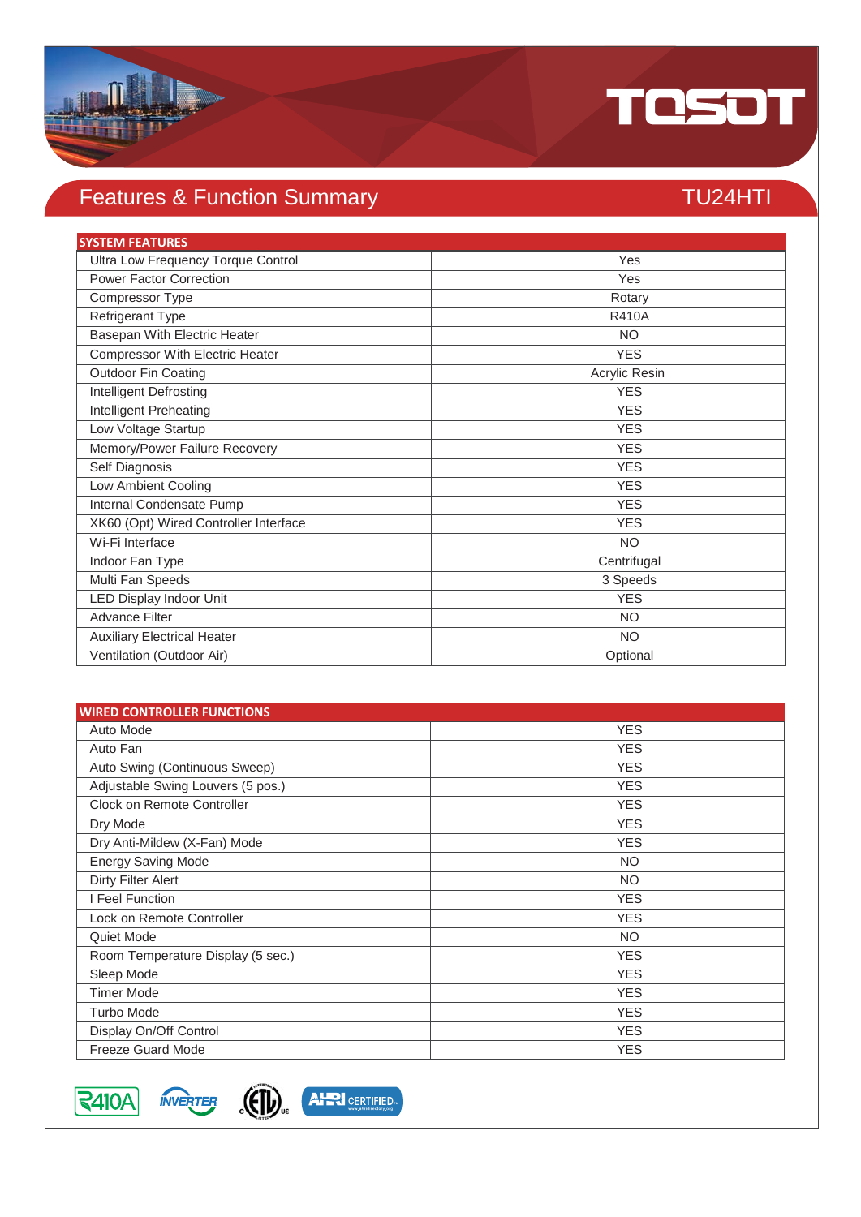## Features & Function Summary

TU24HTI

| SYSTEM FEATURES | |
|---|---|
| Ultra Low Frequency Torque Control | Yes |
| Power Factor Correction | Yes |
| Compressor Type | Rotary |
| Refrigerant Type | R410A |
| Basepan With Electric Heater | NO |
| Compressor With Electric Heater | YES |
| Outdoor Fin Coating | Acrylic Resin |
| Intelligent Defrosting | YES |
| Intelligent Preheating | YES |
| Low Voltage Startup | YES |
| Memory/Power Failure Recovery | YES |
| Self Diagnosis | YES |
| Low Ambient Cooling | YES |
| Internal Condensate Pump | YES |
| XK60 (Opt) Wired Controller Interface | YES |
| Wi-Fi Interface | NO |
| Indoor Fan Type | Centrifugal |
| Multi Fan Speeds | 3 Speeds |
| LED Display Indoor Unit | YES |
| Advance Filter | NO |
| Auxiliary Electrical Heater | NO |
| Ventilation (Outdoor Air) | Optional |

| WIRED CONTROLLER FUNCTIONS | |
|---|---|
| Auto Mode | YES |
| Auto Fan | YES |
| Auto Swing (Continuous Sweep) | YES |
| Adjustable Swing Louvers (5 pos.) | YES |
| Clock on Remote Controller | YES |
| Dry Mode | YES |
| Dry Anti-Mildew (X-Fan) Mode | YES |
| Energy Saving Mode | NO |
| Dirty Filter Alert | NO |
| I Feel Function | YES |
| Lock on Remote Controller | YES |
| Quiet Mode | NO |
| Room Temperature Display (5 sec.) | YES |
| Sleep Mode | YES |
| Timer Mode | YES |
| Turbo Mode | YES |
| Display On/Off Control | YES |
| Freeze Guard Mode | YES |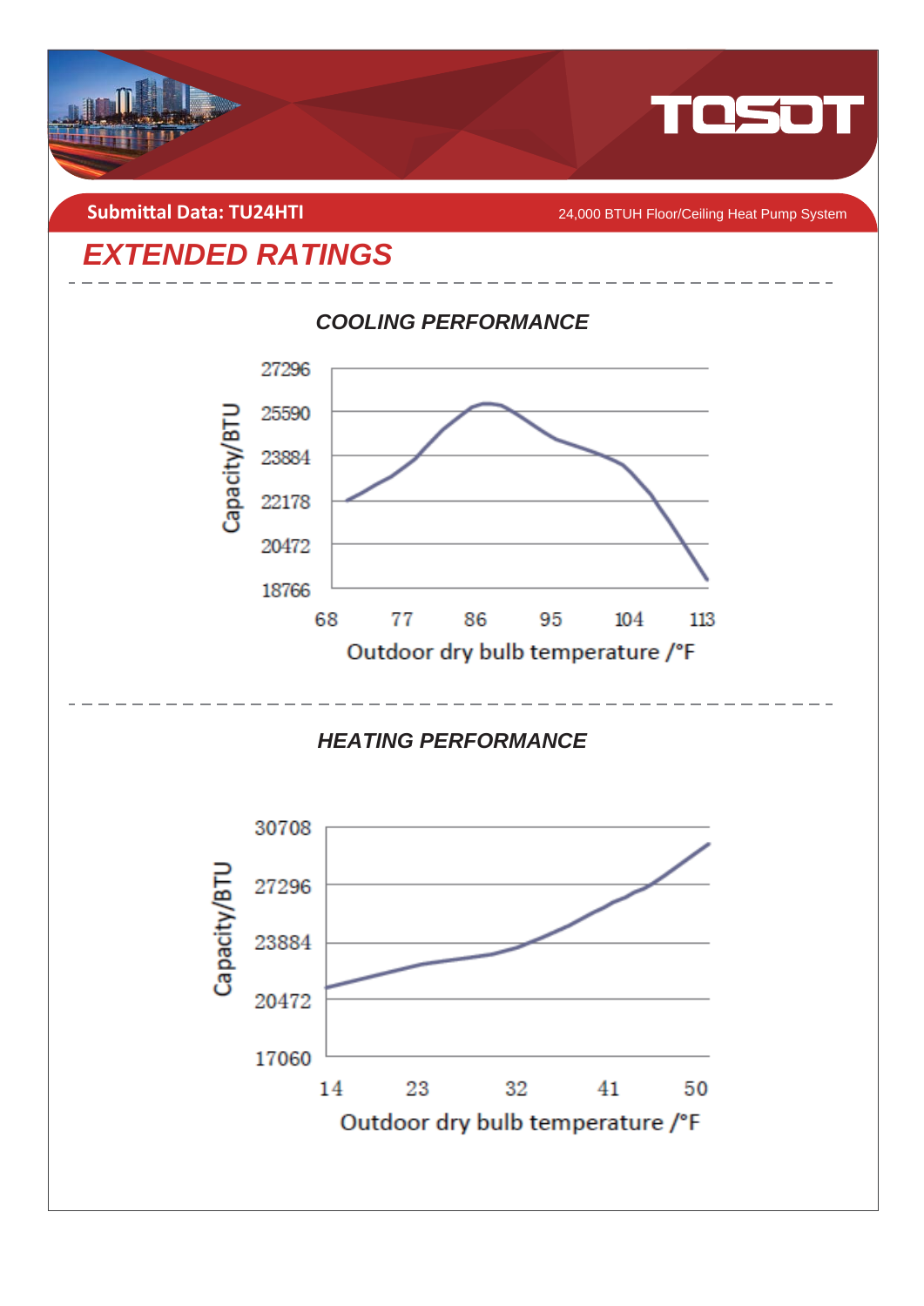Submittal Data: TU24HTI

24,000 BTUH Floor/Ceiling Heat Pump System

# EXTENDED RATINGS

## COOLING PERFORMANCE

Capacity/BTU

27296
25590
23884
22178
20472
18766

68 77 86 95 104 113

Outdoor dry bulb temperature /°F

## HEATING PERFORMANCE

Capacity/BTU

30708
27296
23884
20472
17060

14 23 32 41 50

Outdoor dry bulb temperature /°F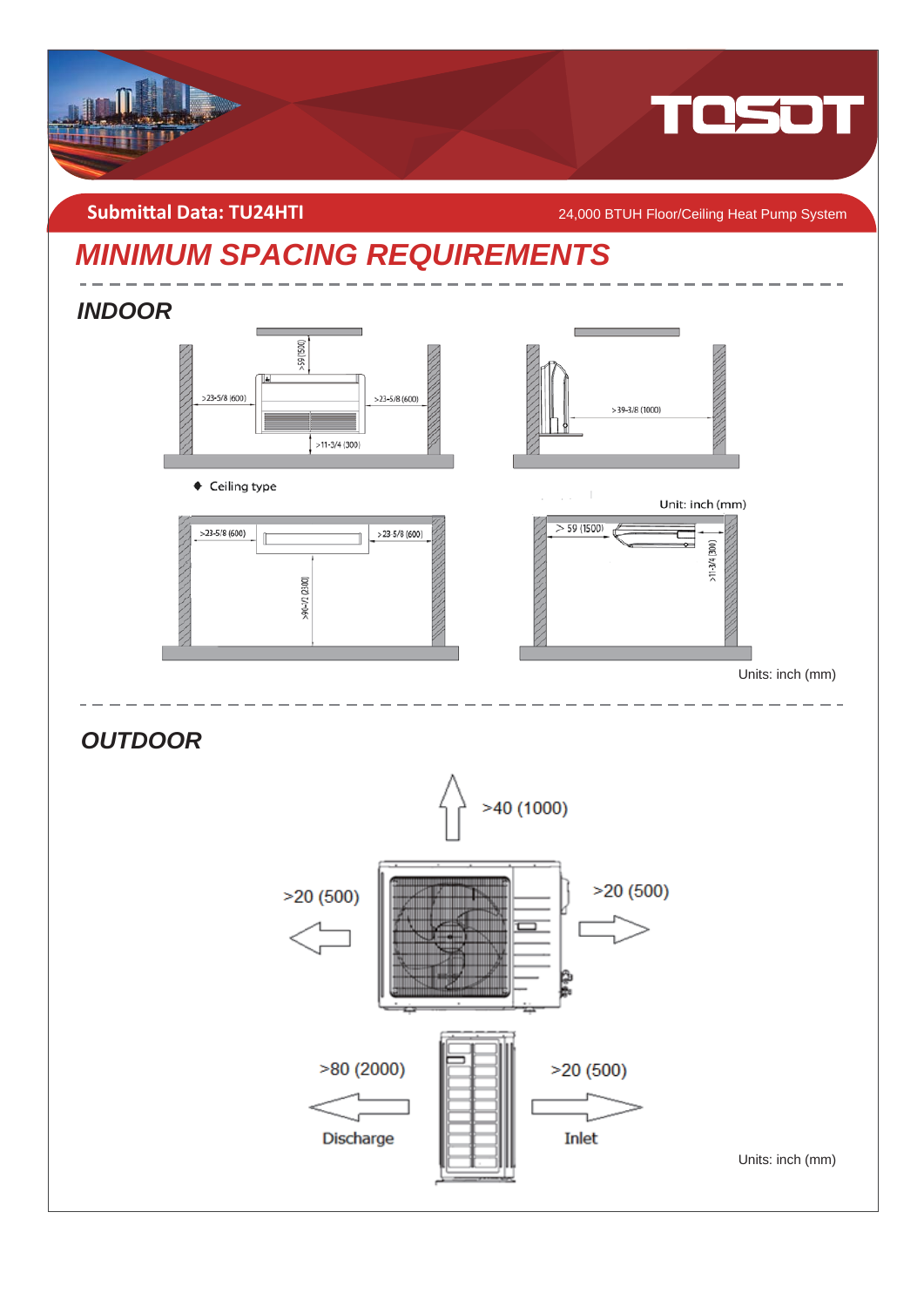**Submittal Data: TU24HTI**

24,000 BTUH Floor/Ceiling Heat Pump System

# MINIMUM SPACING REQUIREMENTS

## INDOOR

>59 (1500)

>23-5/8 (600) >23-5/8 (600)

>11-3/4 (300)

>39-3/8 (1000)

◆ Ceiling type

Unit: inch (mm)

>23-5/8 (600) >23-5/8 (600)

>96-1/2 (2100)

> 59 (1500)

>11-3/4 (300)

Units: inch (mm)

## OUTDOOR

>40 (1000)

>20 (500)

>20 (500)

>80 (2000)

Discharge

>20 (500)

Inlet

Units: inch (mm)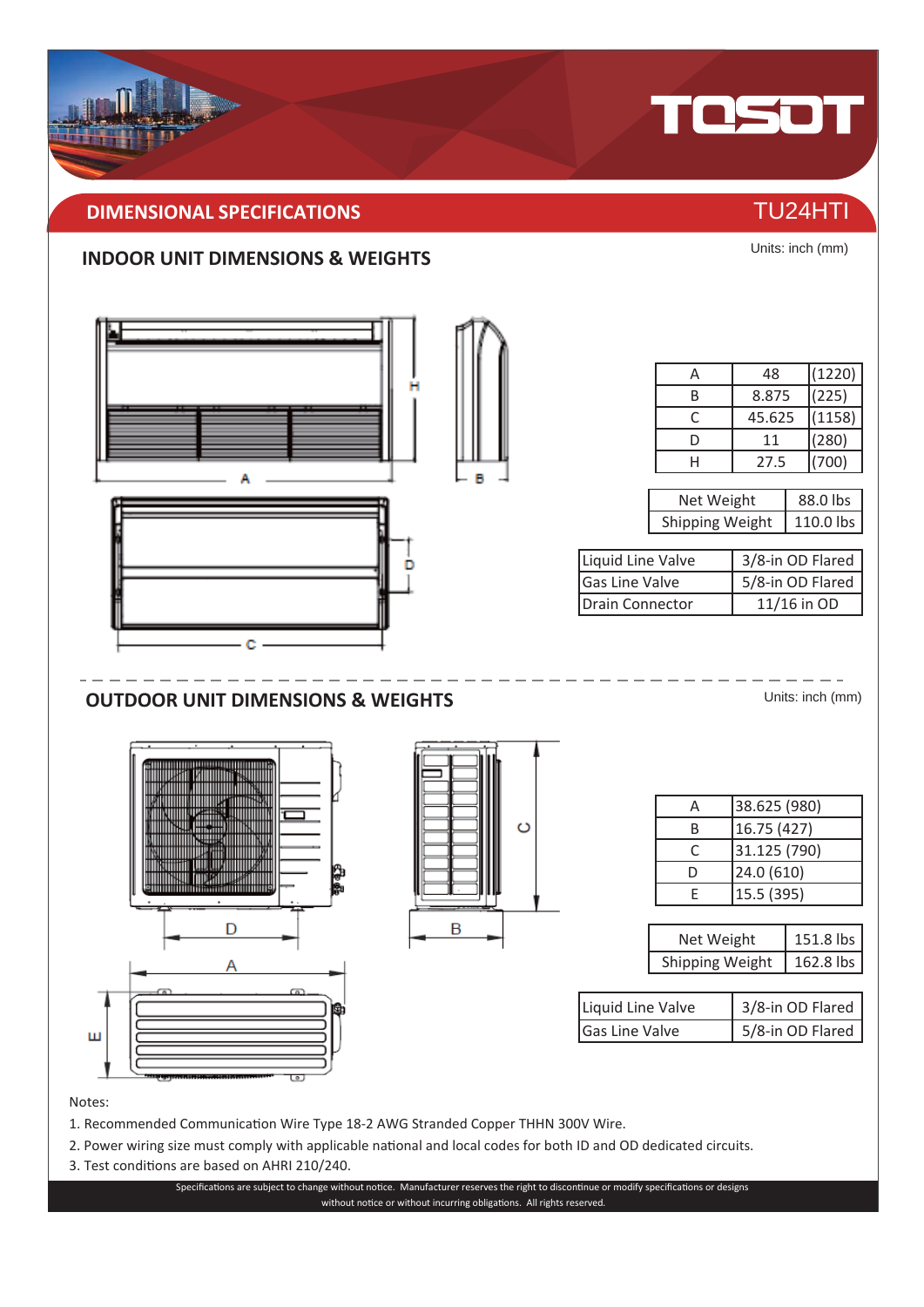## DIMENSIONAL SPECIFICATIONS

TU24HTI

### INDOOR UNIT DIMENSIONS & WEIGHTS

Units: inch (mm)

| | | |
|---|---|---|
| A | 48 | (1220) |
| B | 8.875 | (225) |
| C | 45.625 | (1158) |
| D | 11 | (280) |
| H | 27.5 | (700) |

| | |
|---|---|
| Net Weight | 88.0 lbs |
| Shipping Weight | 110.0 lbs |

| | |
|---|---|
| Liquid Line Valve | 3/8-in OD Flared |
| Gas Line Valve | 5/8-in OD Flared |
| Drain Connector | 11/16 in OD |

### OUTDOOR UNIT DIMENSIONS & WEIGHTS

Units: inch (mm)

| | |
|---|---|
| A | 38.625 (980) |
| B | 16.75 (427) |
| C | 31.125 (790) |
| D | 24.0 (610) |
| E | 15.5 (395) |

| | |
|---|---|
| Net Weight | 151.8 lbs |
| Shipping Weight | 162.8 lbs |

| | |
|---|---|
| Liquid Line Valve | 3/8-in OD Flared |
| Gas Line Valve | 5/8-in OD Flared |

Notes:

1. Recommended Communication Wire Type 18-2 AWG Stranded Copper THHN 300V Wire.
2. Power wiring size must comply with applicable national and local codes for both ID and OD dedicated circuits.
3. Test conditions are based on AHRI 210/240.

Specifications are subject to change without notice. Manufacturer reserves the right to discontinue or modify specifications or designs without notice or without incurring obligations. All rights reserved.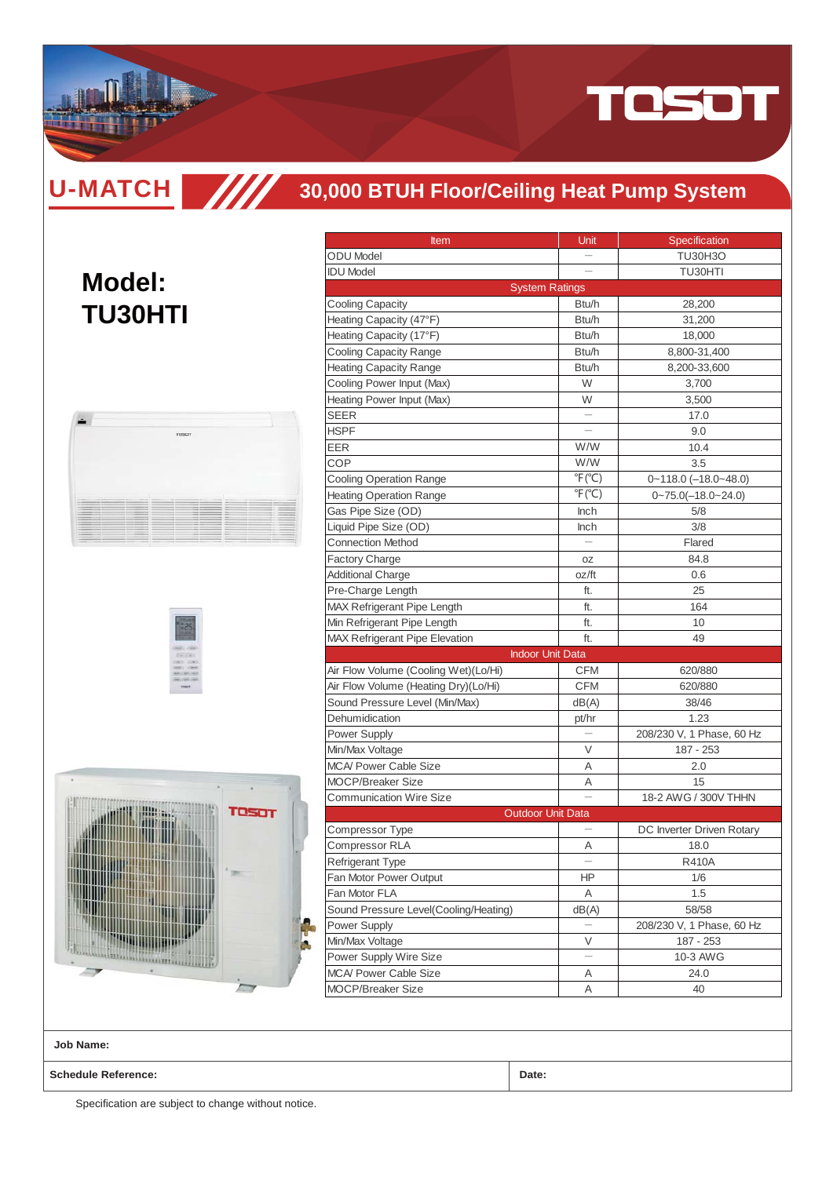# U-MATCH

## 30,000 BTUH Floor/Ceiling Heat Pump System

## Model: TU30HTI

| Item | Unit | Specification |
|---|---|---|
| ODU Model | — | TU30H3O |
| IDU Model | — | TU30HTI |
| **System Ratings** | | |
| Cooling Capacity | Btu/h | 28,200 |
| Heating Capacity (47°F) | Btu/h | 31,200 |
| Heating Capacity (17°F) | Btu/h | 18,000 |
| Cooling Capacity Range | Btu/h | 8,800-31,400 |
| Heating Capacity Range | Btu/h | 8,200-33,600 |
| Cooling Power Input (Max) | W | 3,700 |
| Heating Power Input (Max) | W | 3,500 |
| SEER | — | 17.0 |
| HSPF | — | 9.0 |
| EER | W/W | 10.4 |
| COP | W/W | 3.5 |
| Cooling Operation Range | ℉(℃) | 0~118.0 (–18.0~48.0) |
| Heating Operation Range | ℉(℃) | 0~75.0(–18.0~24.0) |
| Gas Pipe Size (OD) | Inch | 5/8 |
| Liquid Pipe Size (OD) | Inch | 3/8 |
| Connection Method | — | Flared |
| Factory Charge | oz | 84.8 |
| Additional Charge | oz/ft | 0.6 |
| Pre-Charge Length | ft. | 25 |
| MAX Refrigerant Pipe Length | ft. | 164 |
| Min Refrigerant Pipe Length | ft. | 10 |
| MAX Refrigerant Pipe Elevation | ft. | 49 |
| **Indoor Unit Data** | | |
| Air Flow Volume (Cooling Wet)(Lo/Hi) | CFM | 620/880 |
| Air Flow Volume (Heating Dry)(Lo/Hi) | CFM | 620/880 |
| Sound Pressure Level (Min/Max) | dB(A) | 38/46 |
| Dehumidication | pt/hr | 1.23 |
| Power Supply | — | 208/230 V, 1 Phase, 60 Hz |
| Min/Max Voltage | V | 187 - 253 |
| MCA/ Power Cable Size | A | 2.0 |
| MOCP/Breaker Size | A | 15 |
| Communication Wire Size | — | 18-2 AWG / 300V THHN |
| **Outdoor Unit Data** | | |
| Compressor Type | — | DC Inverter Driven Rotary |
| Compressor RLA | A | 18.0 |
| Refrigerant Type | — | R410A |
| Fan Motor Power Output | HP | 1/6 |
| Fan Motor FLA | A | 1.5 |
| Sound Pressure Level(Cooling/Heating) | dB(A) | 58/58 |
| Power Supply | — | 208/230 V, 1 Phase, 60 Hz |
| Min/Max Voltage | V | 187 - 253 |
| Power Supply Wire Size | — | 10-3 AWG |
| MCA/ Power Cable Size | A | 24.0 |
| MOCP/Breaker Size | A | 40 |

**Job Name:**

**Schedule Reference:** | **Date:**

Specification are subject to change without notice.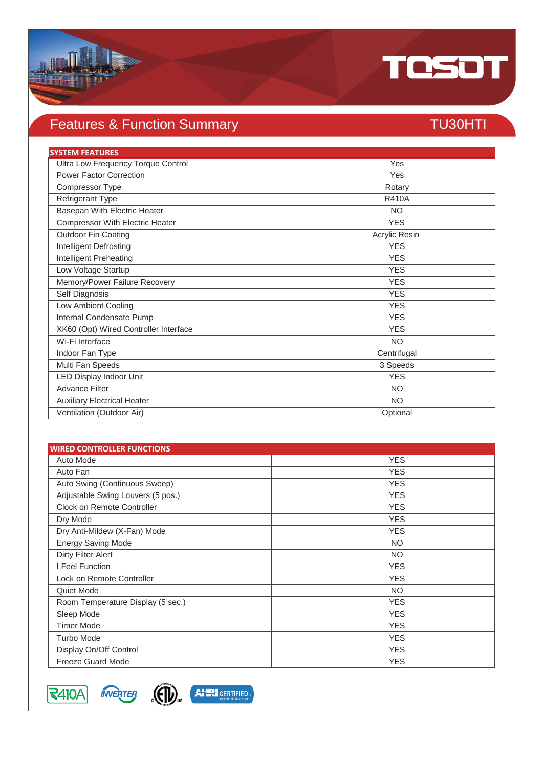# Features & Function Summary

## TU30HTI

| SYSTEM FEATURES | |
|---|---|
| Ultra Low Frequency Torque Control | Yes |
| Power Factor Correction | Yes |
| Compressor Type | Rotary |
| Refrigerant Type | R410A |
| Basepan With Electric Heater | NO |
| Compressor With Electric Heater | YES |
| Outdoor Fin Coating | Acrylic Resin |
| Intelligent Defrosting | YES |
| Intelligent Preheating | YES |
| Low Voltage Startup | YES |
| Memory/Power Failure Recovery | YES |
| Self Diagnosis | YES |
| Low Ambient Cooling | YES |
| Internal Condensate Pump | YES |
| XK60 (Opt) Wired Controller Interface | YES |
| Wi-Fi Interface | NO |
| Indoor Fan Type | Centrifugal |
| Multi Fan Speeds | 3 Speeds |
| LED Display Indoor Unit | YES |
| Advance Filter | NO |
| Auxiliary Electrical Heater | NO |
| Ventilation (Outdoor Air) | Optional |

| WIRED CONTROLLER FUNCTIONS | |
|---|---|
| Auto Mode | YES |
| Auto Fan | YES |
| Auto Swing (Continuous Sweep) | YES |
| Adjustable Swing Louvers (5 pos.) | YES |
| Clock on Remote Controller | YES |
| Dry Mode | YES |
| Dry Anti-Mildew (X-Fan) Mode | YES |
| Energy Saving Mode | NO |
| Dirty Filter Alert | NO |
| I Feel Function | YES |
| Lock on Remote Controller | YES |
| Quiet Mode | NO |
| Room Temperature Display (5 sec.) | YES |
| Sleep Mode | YES |
| Timer Mode | YES |
| Turbo Mode | YES |
| Display On/Off Control | YES |
| Freeze Guard Mode | YES |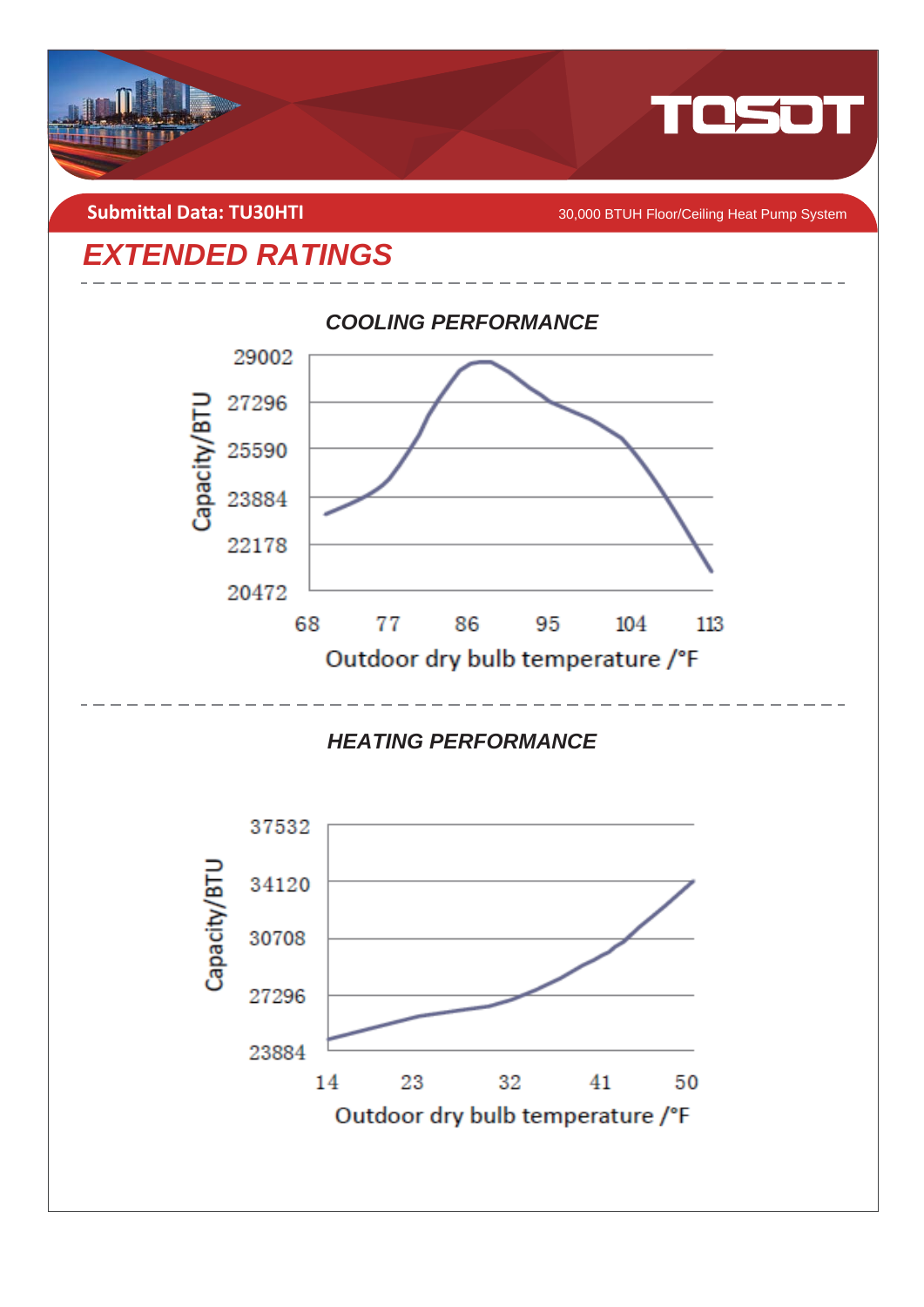Submittal Data: TU30HTI

30,000 BTUH Floor/Ceiling Heat Pump System

## *EXTENDED RATINGS*

### *COOLING PERFORMANCE*

Capacity/BTU

29002
27296
25590
23884
22178
20472

68 77 86 95 104 113

Outdoor dry bulb temperature /°F

### *HEATING PERFORMANCE*

Capacity/BTU

37532
34120
30708
27296
23884

14 23 32 41 50

Outdoor dry bulb temperature /°F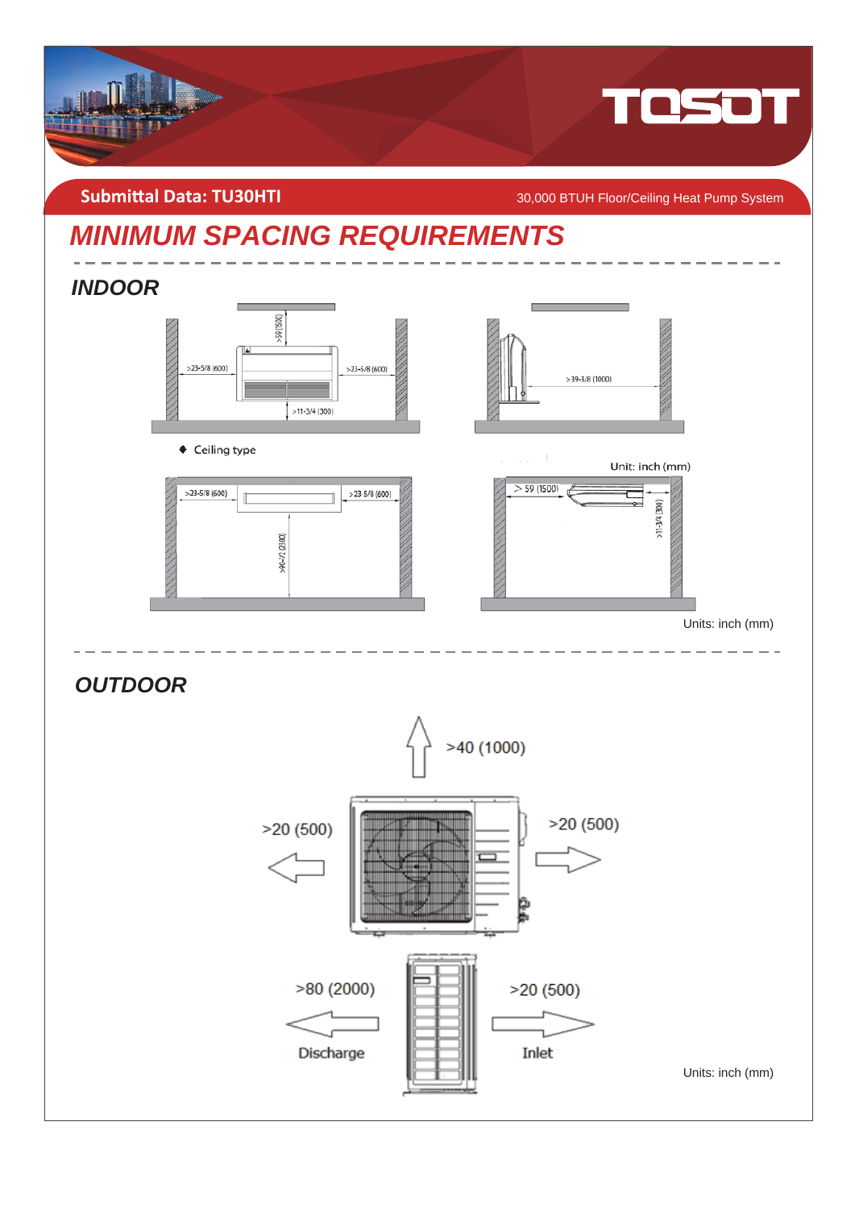Submittal Data: TU30HTI

30,000 BTUH Floor/Ceiling Heat Pump System

# MINIMUM SPACING REQUIREMENTS

## INDOOR

>59 (1500)

>23-5/8 (600)

>23-5/8 (600)

>11-3/4 (300)

>39-3/8 (1000)

◆ Ceiling type

Unit: inch (mm)

>23-5/8 (600)

>23-5/8 (600)

>96-1/2 (2100)

> 59 (1500)

>11-3/4 (300)

Units: inch (mm)

## OUTDOOR

>40 (1000)

>20 (500)

>20 (500)

>80 (2000)

Discharge

>20 (500)

Inlet

Units: inch (mm)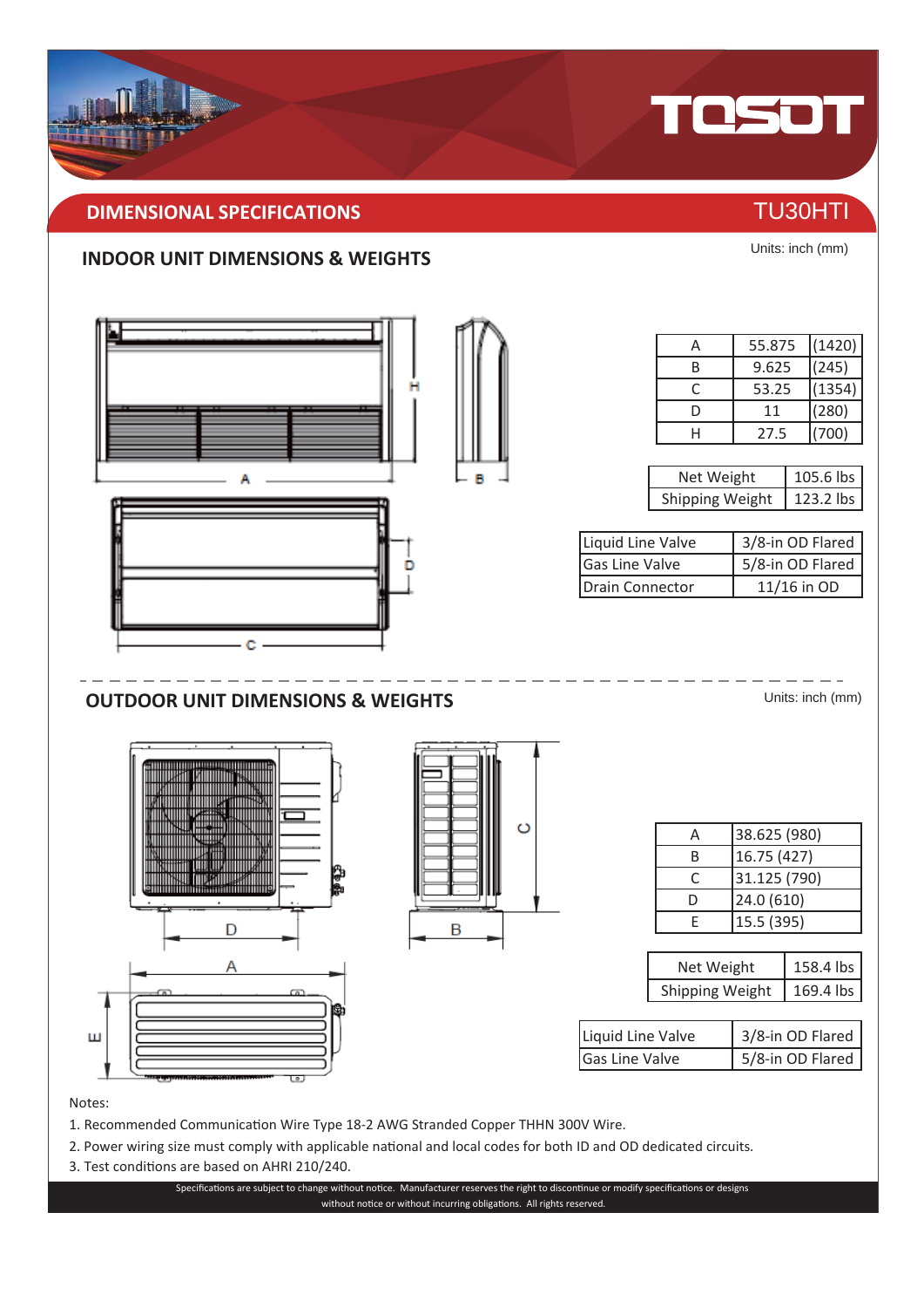## DIMENSIONAL SPECIFICATIONS

TU30HTI

### INDOOR UNIT DIMENSIONS & WEIGHTS

Units: inch (mm)

| | | |
|---|---|---|
| A | 55.875 | (1420) |
| B | 9.625 | (245) |
| C | 53.25 | (1354) |
| D | 11 | (280) |
| H | 27.5 | (700) |

| | |
|---|---|
| Net Weight | 105.6 lbs |
| Shipping Weight | 123.2 lbs |

| | |
|---|---|
| Liquid Line Valve | 3/8-in OD Flared |
| Gas Line Valve | 5/8-in OD Flared |
| Drain Connector | 11/16 in OD |

### OUTDOOR UNIT DIMENSIONS & WEIGHTS

Units: inch (mm)

| | |
|---|---|
| A | 38.625 (980) |
| B | 16.75 (427) |
| C | 31.125 (790) |
| D | 24.0 (610) |
| E | 15.5 (395) |

| | |
|---|---|
| Net Weight | 158.4 lbs |
| Shipping Weight | 169.4 lbs |

| | |
|---|---|
| Liquid Line Valve | 3/8-in OD Flared |
| Gas Line Valve | 5/8-in OD Flared |

Notes:

1. Recommended Communication Wire Type 18-2 AWG Stranded Copper THHN 300V Wire.
2. Power wiring size must comply with applicable national and local codes for both ID and OD dedicated circuits.
3. Test conditions are based on AHRI 210/240.

Specifications are subject to change without notice. Manufacturer reserves the right to discontinue or modify specifications or designs without notice or without incurring obligations. All rights reserved.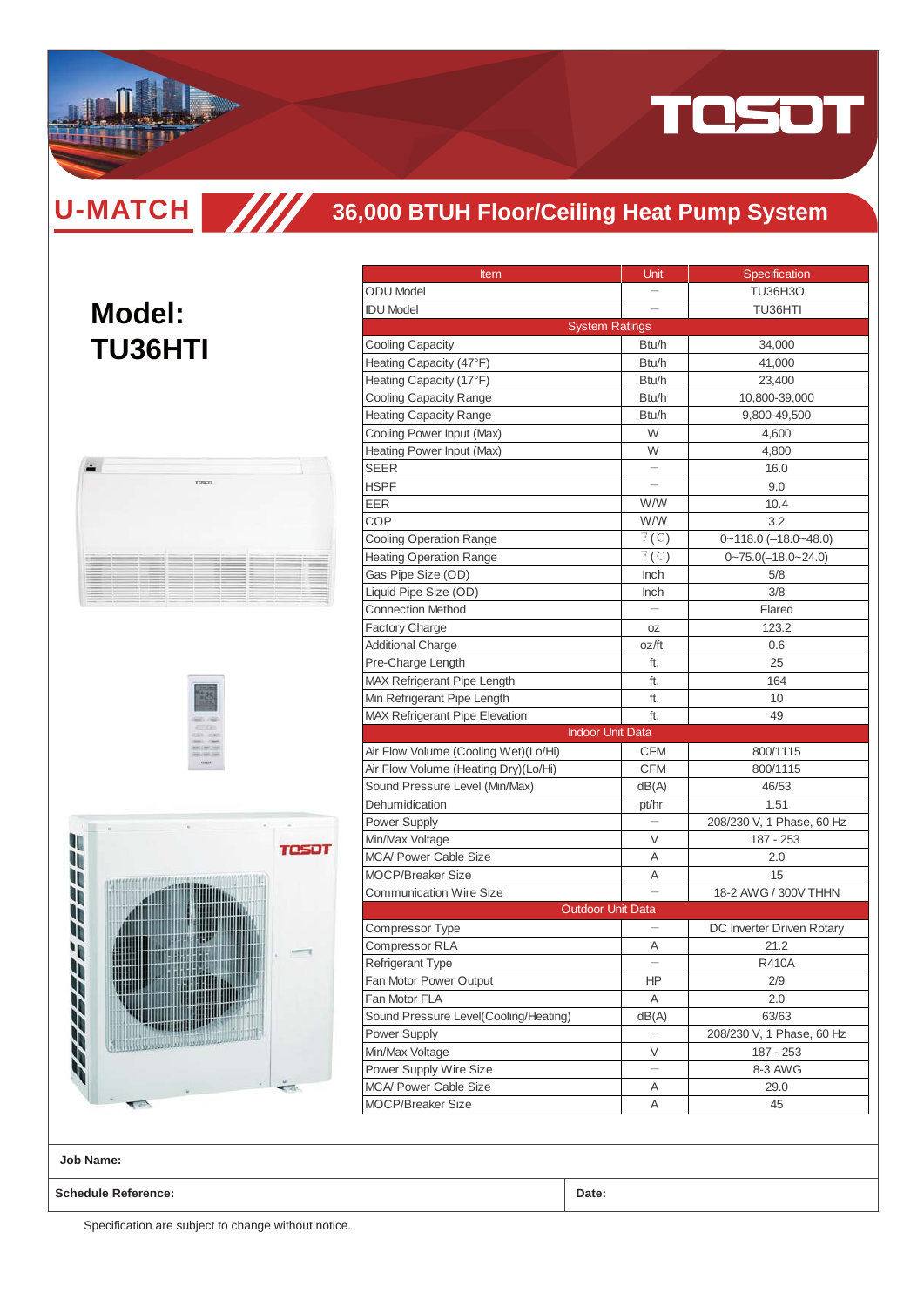# U-MATCH

## 36,000 BTUH Floor/Ceiling Heat Pump System

# Model: TU36HTI

| Item | Unit | Specification |
|---|---|---|
| ODU Model | — | TU36H3O |
| IDU Model | — | TU36HTI |
| System Ratings | | |
| Cooling Capacity | Btu/h | 34,000 |
| Heating Capacity (47°F) | Btu/h | 41,000 |
| Heating Capacity (17°F) | Btu/h | 23,400 |
| Cooling Capacity Range | Btu/h | 10,800-39,000 |
| Heating Capacity Range | Btu/h | 9,800-49,500 |
| Cooling Power Input (Max) | W | 4,600 |
| Heating Power Input (Max) | W | 4,800 |
| SEER | — | 16.0 |
| HSPF | — | 9.0 |
| EER | W/W | 10.4 |
| COP | W/W | 3.2 |
| Cooling Operation Range | ℉(℃) | 0~118.0 (–18.0~48.0) |
| Heating Operation Range | ℉(℃) | 0~75.0(–18.0~24.0) |
| Gas Pipe Size (OD) | Inch | 5/8 |
| Liquid Pipe Size (OD) | Inch | 3/8 |
| Connection Method | — | Flared |
| Factory Charge | oz | 123.2 |
| Additional Charge | oz/ft | 0.6 |
| Pre-Charge Length | ft. | 25 |
| MAX Refrigerant Pipe Length | ft. | 164 |
| Min Refrigerant Pipe Length | ft. | 10 |
| MAX Refrigerant Pipe Elevation | ft. | 49 |
| Indoor Unit Data | | |
| Air Flow Volume (Cooling Wet)(Lo/Hi) | CFM | 800/1115 |
| Air Flow Volume (Heating Dry)(Lo/Hi) | CFM | 800/1115 |
| Sound Pressure Level (Min/Max) | dB(A) | 46/53 |
| Dehumidication | pt/hr | 1.51 |
| Power Supply | — | 208/230 V, 1 Phase, 60 Hz |
| Min/Max Voltage | V | 187 - 253 |
| MCA/ Power Cable Size | A | 2.0 |
| MOCP/Breaker Size | A | 15 |
| Communication Wire Size | — | 18-2 AWG / 300V THHN |
| Outdoor Unit Data | | |
| Compressor Type | — | DC Inverter Driven Rotary |
| Compressor RLA | A | 21.2 |
| Refrigerant Type | — | R410A |
| Fan Motor Power Output | HP | 2/9 |
| Fan Motor FLA | A | 2.0 |
| Sound Pressure Level(Cooling/Heating) | dB(A) | 63/63 |
| Power Supply | — | 208/230 V, 1 Phase, 60 Hz |
| Min/Max Voltage | V | 187 - 253 |
| Power Supply Wire Size | — | 8-3 AWG |
| MCA/ Power Cable Size | A | 29.0 |
| MOCP/Breaker Size | A | 45 |

**Job Name:**

| **Schedule Reference:** | **Date:** |
|---|---|

Specification are subject to change without notice.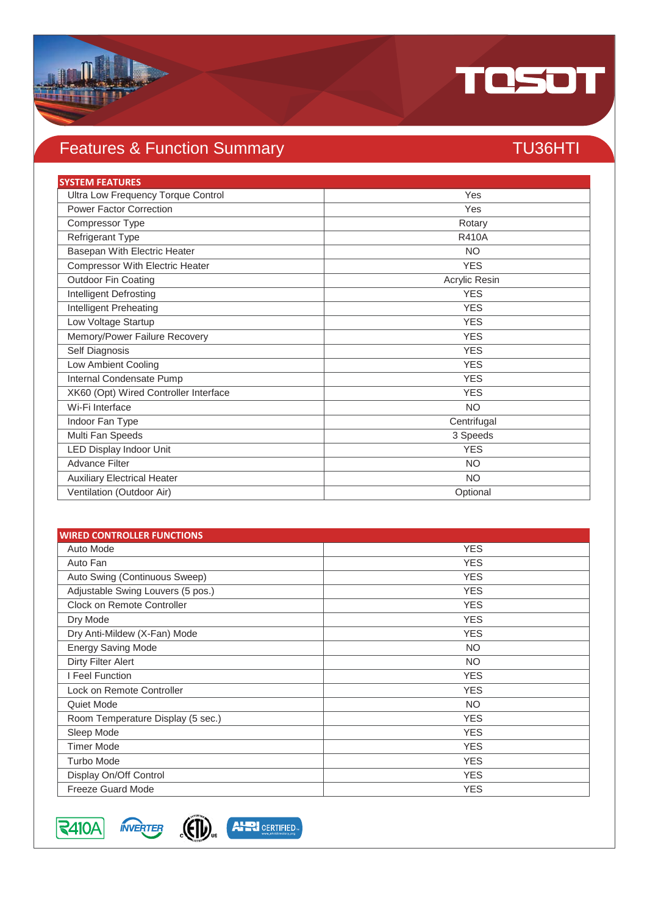# Features & Function Summary

## TU36HTI

| SYSTEM FEATURES | |
|---|---|
| Ultra Low Frequency Torque Control | Yes |
| Power Factor Correction | Yes |
| Compressor Type | Rotary |
| Refrigerant Type | R410A |
| Basepan With Electric Heater | NO |
| Compressor With Electric Heater | YES |
| Outdoor Fin Coating | Acrylic Resin |
| Intelligent Defrosting | YES |
| Intelligent Preheating | YES |
| Low Voltage Startup | YES |
| Memory/Power Failure Recovery | YES |
| Self Diagnosis | YES |
| Low Ambient Cooling | YES |
| Internal Condensate Pump | YES |
| XK60 (Opt) Wired Controller Interface | YES |
| Wi-Fi Interface | NO |
| Indoor Fan Type | Centrifugal |
| Multi Fan Speeds | 3 Speeds |
| LED Display Indoor Unit | YES |
| Advance Filter | NO |
| Auxiliary Electrical Heater | NO |
| Ventilation (Outdoor Air) | Optional |

| WIRED CONTROLLER FUNCTIONS | |
|---|---|
| Auto Mode | YES |
| Auto Fan | YES |
| Auto Swing (Continuous Sweep) | YES |
| Adjustable Swing Louvers (5 pos.) | YES |
| Clock on Remote Controller | YES |
| Dry Mode | YES |
| Dry Anti-Mildew (X-Fan) Mode | YES |
| Energy Saving Mode | NO |
| Dirty Filter Alert | NO |
| I Feel Function | YES |
| Lock on Remote Controller | YES |
| Quiet Mode | NO |
| Room Temperature Display (5 sec.) | YES |
| Sleep Mode | YES |
| Timer Mode | YES |
| Turbo Mode | YES |
| Display On/Off Control | YES |
| Freeze Guard Mode | YES |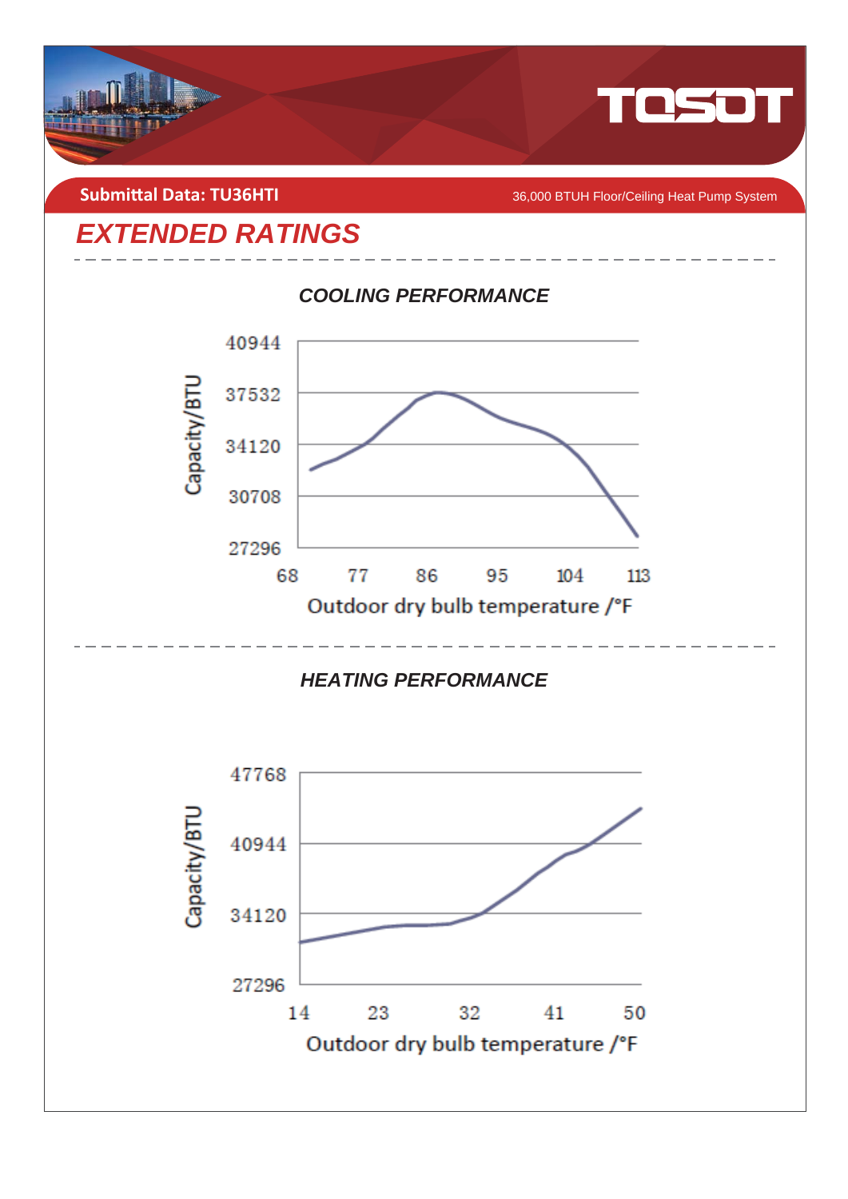Submittal Data: TU36HTI

36,000 BTUH Floor/Ceiling Heat Pump System

# EXTENDED RATINGS

### COOLING PERFORMANCE

Capacity/BTU: 40944, 37532, 34120, 30708, 27296

Outdoor dry bulb temperature /°F: 68, 77, 86, 95, 104, 113

### HEATING PERFORMANCE

Capacity/BTU: 47768, 40944, 34120, 27296

Outdoor dry bulb temperature /°F: 14, 23, 32, 41, 50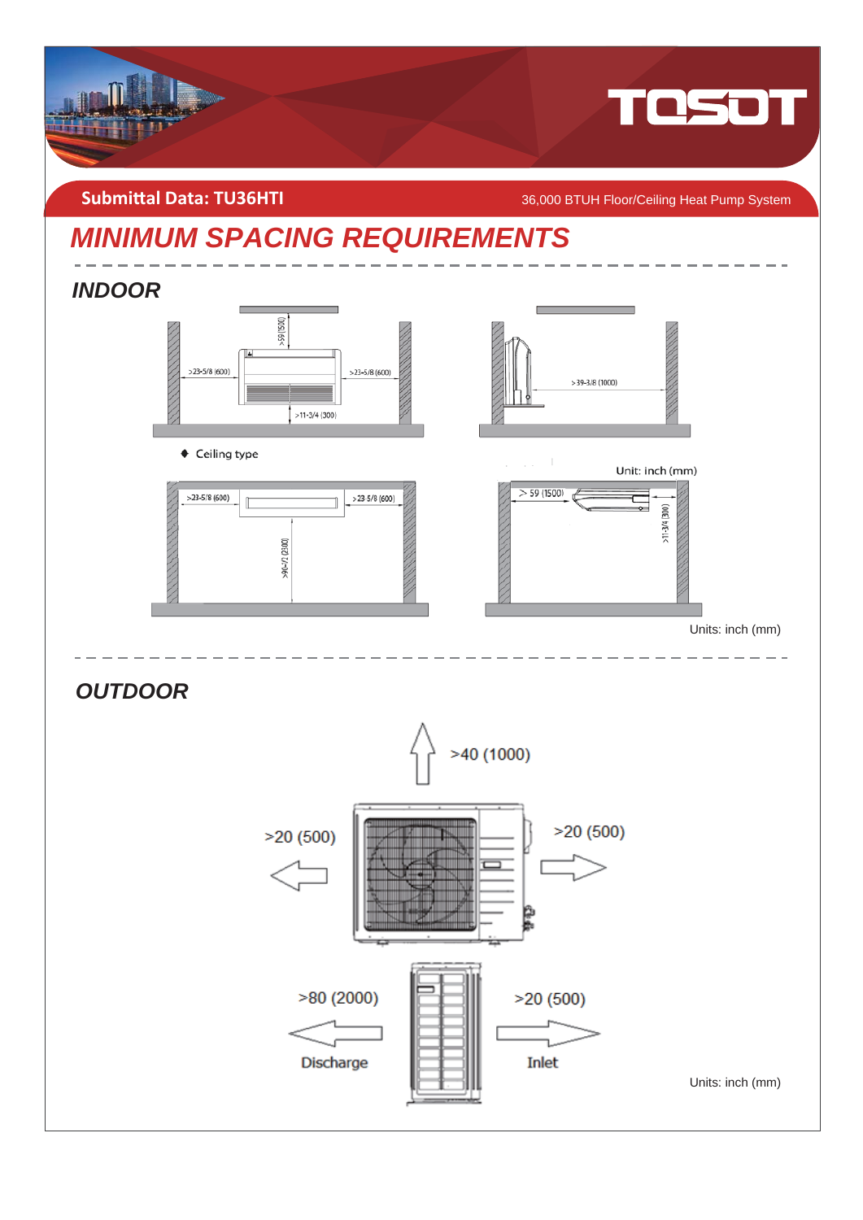Submittal Data: TU36HTI

36,000 BTUH Floor/Ceiling Heat Pump System

# MINIMUM SPACING REQUIREMENTS

## INDOOR

>59 (1500)

>23-5/8 (600)

>23-5/8 (600)

>11-3/4 (300)

>39-3/8 (1000)

◆ Ceiling type

Unit: inch (mm)

>23-5/8 (600)

>23-5/8 (600)

>96-1/2 (2300)

> 59 (1500)

>11-3/4 (300)

Units: inch (mm)

## OUTDOOR

>40 (1000)

>20 (500)

>20 (500)

>80 (2000)

Discharge

>20 (500)

Inlet

Units: inch (mm)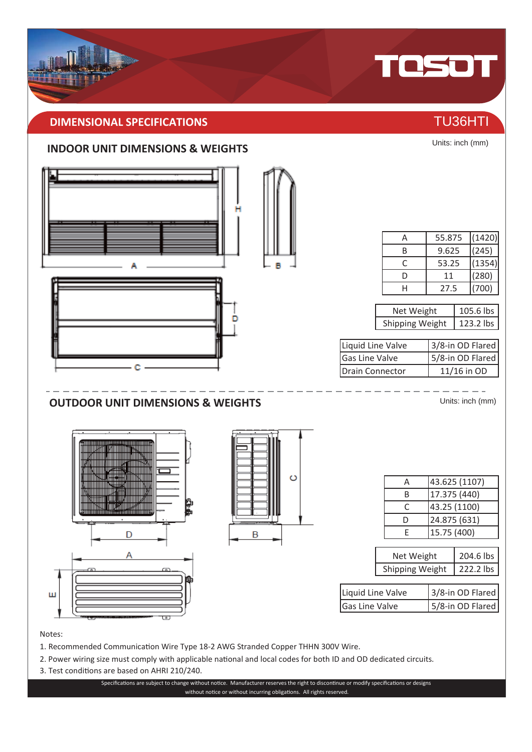## DIMENSIONAL SPECIFICATIONS

TU36HTI

### INDOOR UNIT DIMENSIONS & WEIGHTS

Units: inch (mm)

| | | |
|---|---|---|
| A | 55.875 | (1420) |
| B | 9.625 | (245) |
| C | 53.25 | (1354) |
| D | 11 | (280) |
| H | 27.5 | (700) |

| | |
|---|---|
| Net Weight | 105.6 lbs |
| Shipping Weight | 123.2 lbs |

| | |
|---|---|
| Liquid Line Valve | 3/8-in OD Flared |
| Gas Line Valve | 5/8-in OD Flared |
| Drain Connector | 11/16 in OD |

### OUTDOOR UNIT DIMENSIONS & WEIGHTS

Units: inch (mm)

| | |
|---|---|
| A | 43.625 (1107) |
| B | 17.375 (440) |
| C | 43.25 (1100) |
| D | 24.875 (631) |
| E | 15.75 (400) |

| | |
|---|---|
| Net Weight | 204.6 lbs |
| Shipping Weight | 222.2 lbs |

| | |
|---|---|
| Liquid Line Valve | 3/8-in OD Flared |
| Gas Line Valve | 5/8-in OD Flared |

Notes:

1. Recommended Communication Wire Type 18-2 AWG Stranded Copper THHN 300V Wire.
2. Power wiring size must comply with applicable national and local codes for both ID and OD dedicated circuits.
3. Test conditions are based on AHRI 210/240.

Specifications are subject to change without notice. Manufacturer reserves the right to discontinue or modify specifications or designs without notice or without incurring obligations. All rights reserved.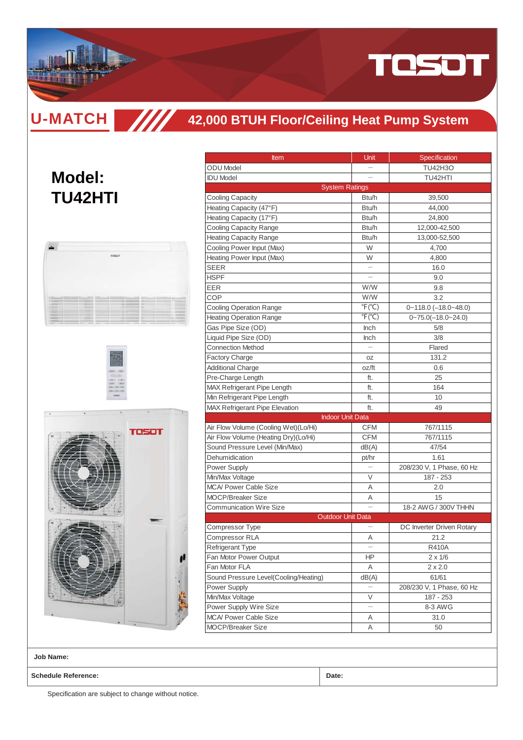# U-MATCH

## 42,000 BTUH Floor/Ceiling Heat Pump System

# Model: TU42HTI

| Item | Unit | Specification |
|---|---|---|
| ODU Model | — | TU42H3O |
| IDU Model | — | TU42HTI |
| System Ratings | | |
| Cooling Capacity | Btu/h | 39,500 |
| Heating Capacity (47°F) | Btu/h | 44,000 |
| Heating Capacity (17°F) | Btu/h | 24,800 |
| Cooling Capacity Range | Btu/h | 12,000-42,500 |
| Heating Capacity Range | Btu/h | 13,000-52,500 |
| Cooling Power Input (Max) | W | 4,700 |
| Heating Power Input (Max) | W | 4,800 |
| SEER | — | 16.0 |
| HSPF | — | 9.0 |
| EER | W/W | 9.8 |
| COP | W/W | 3.2 |
| Cooling Operation Range | ℉(℃) | 0~118.0 (–18.0~48.0) |
| Heating Operation Range | ℉(℃) | 0~75.0(–18.0~24.0) |
| Gas Pipe Size (OD) | Inch | 5/8 |
| Liquid Pipe Size (OD) | Inch | 3/8 |
| Connection Method | — | Flared |
| Factory Charge | oz | 131.2 |
| Additional Charge | oz/ft | 0.6 |
| Pre-Charge Length | ft. | 25 |
| MAX Refrigerant Pipe Length | ft. | 164 |
| Min Refrigerant Pipe Length | ft. | 10 |
| MAX Refrigerant Pipe Elevation | ft. | 49 |
| Indoor Unit Data | | |
| Air Flow Volume (Cooling Wet)(Lo/Hi) | CFM | 767/1115 |
| Air Flow Volume (Heating Dry)(Lo/Hi) | CFM | 767/1115 |
| Sound Pressure Level (Min/Max) | dB(A) | 47/54 |
| Dehumidication | pt/hr | 1.61 |
| Power Supply | — | 208/230 V, 1 Phase, 60 Hz |
| Min/Max Voltage | V | 187 - 253 |
| MCA/ Power Cable Size | A | 2.0 |
| MOCP/Breaker Size | A | 15 |
| Communication Wire Size | — | 18-2 AWG / 300V THHN |
| Outdoor Unit Data | | |
| Compressor Type | — | DC Inverter Driven Rotary |
| Compressor RLA | A | 21.2 |
| Refrigerant Type | — | R410A |
| Fan Motor Power Output | HP | 2 x 1/6 |
| Fan Motor FLA | A | 2 x 2.0 |
| Sound Pressure Level(Cooling/Heating) | dB(A) | 61/61 |
| Power Supply | — | 208/230 V, 1 Phase, 60 Hz |
| Min/Max Voltage | V | 187 - 253 |
| Power Supply Wire Size | — | 8-3 AWG |
| MCA/ Power Cable Size | A | 31.0 |
| MOCP/Breaker Size | A | 50 |

**Job Name:**

**Schedule Reference:** | **Date:**

Specification are subject to change without notice.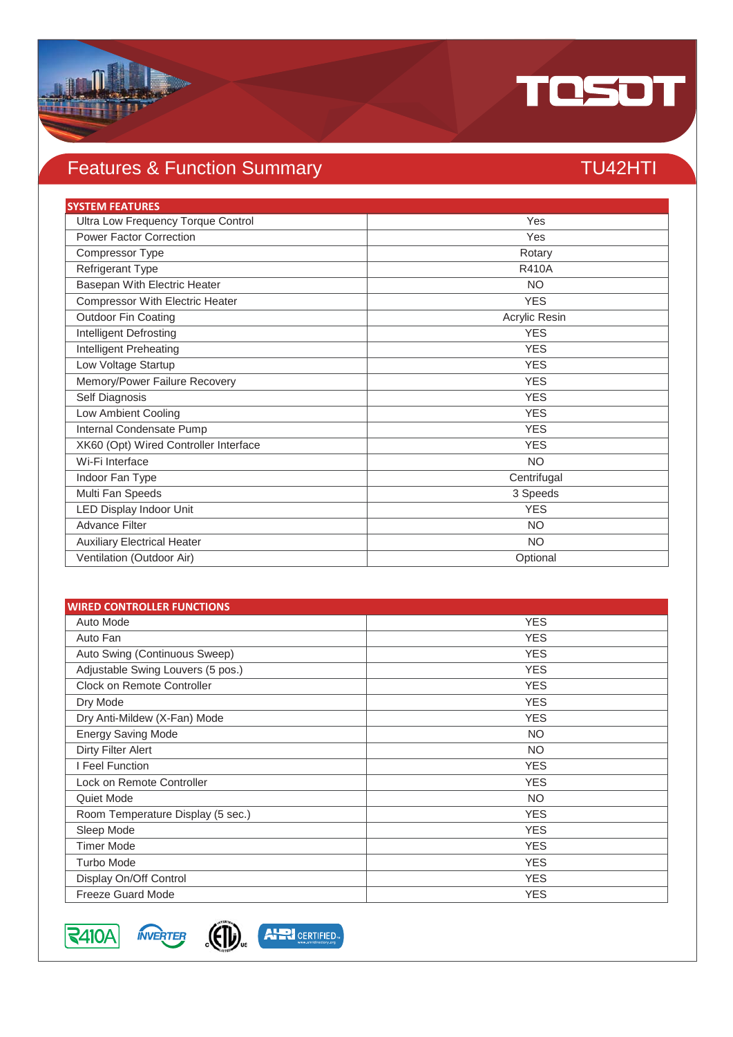## Features & Function Summary

TU42HTI

| SYSTEM FEATURES | |
|---|---|
| Ultra Low Frequency Torque Control | Yes |
| Power Factor Correction | Yes |
| Compressor Type | Rotary |
| Refrigerant Type | R410A |
| Basepan With Electric Heater | NO |
| Compressor With Electric Heater | YES |
| Outdoor Fin Coating | Acrylic Resin |
| Intelligent Defrosting | YES |
| Intelligent Preheating | YES |
| Low Voltage Startup | YES |
| Memory/Power Failure Recovery | YES |
| Self Diagnosis | YES |
| Low Ambient Cooling | YES |
| Internal Condensate Pump | YES |
| XK60 (Opt) Wired Controller Interface | YES |
| Wi-Fi Interface | NO |
| Indoor Fan Type | Centrifugal |
| Multi Fan Speeds | 3 Speeds |
| LED Display Indoor Unit | YES |
| Advance Filter | NO |
| Auxiliary Electrical Heater | NO |
| Ventilation (Outdoor Air) | Optional |

| WIRED CONTROLLER FUNCTIONS | |
|---|---|
| Auto Mode | YES |
| Auto Fan | YES |
| Auto Swing (Continuous Sweep) | YES |
| Adjustable Swing Louvers (5 pos.) | YES |
| Clock on Remote Controller | YES |
| Dry Mode | YES |
| Dry Anti-Mildew (X-Fan) Mode | YES |
| Energy Saving Mode | NO |
| Dirty Filter Alert | NO |
| I Feel Function | YES |
| Lock on Remote Controller | YES |
| Quiet Mode | NO |
| Room Temperature Display (5 sec.) | YES |
| Sleep Mode | YES |
| Timer Mode | YES |
| Turbo Mode | YES |
| Display On/Off Control | YES |
| Freeze Guard Mode | YES |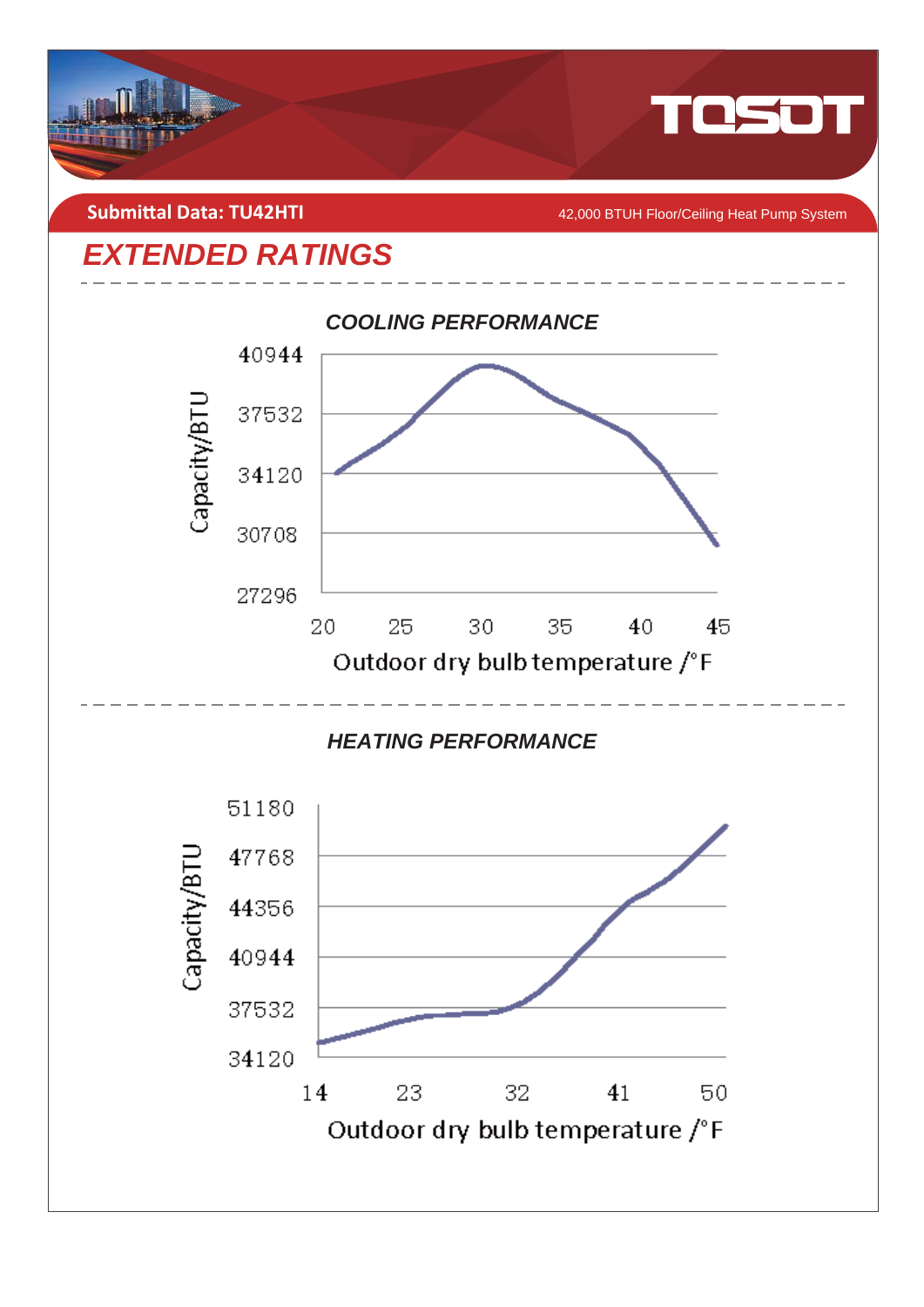**Submittal Data: TU42HTI**

42,000 BTUH Floor/Ceiling Heat Pump System

# *EXTENDED RATINGS*

### *COOLING PERFORMANCE*

Capacity/BTU: 40944, 37532, 34120, 30708, 27296

Outdoor dry bulb temperature /°F: 20, 25, 30, 35, 40, 45

### *HEATING PERFORMANCE*

Capacity/BTU: 51180, 47768, 44356, 40944, 37532, 34120

Outdoor dry bulb temperature /°F: 14, 23, 32, 41, 50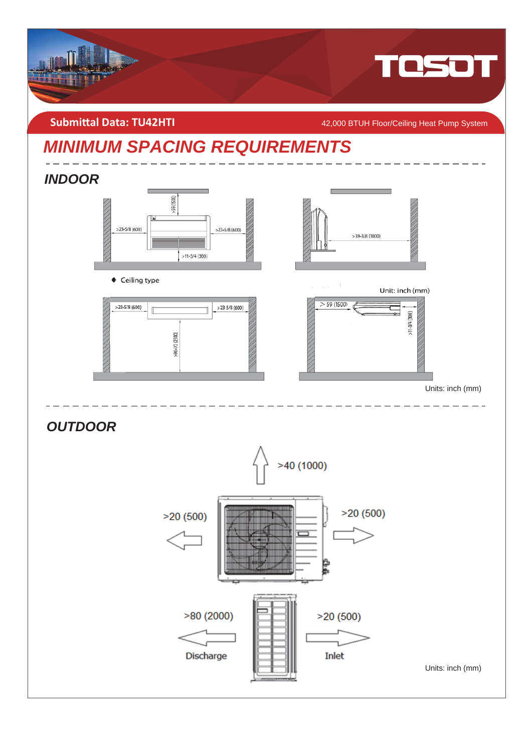Submittal Data: TU42HTI

42,000 BTUH Floor/Ceiling Heat Pump System

# MINIMUM SPACING REQUIREMENTS

## INDOOR

>59 (1500)

>23-5/8 (600)

>23-5/8 (600)

>11-3/4 (300)

>39-3/8 (1000)

◆ Ceiling type

Unit: inch (mm)

>23-5/8 (600)

>23-5/8 (600)

>96-1/2 (2100)

> 59 (1500)

>11-3/4 (300)

Units: inch (mm)

## OUTDOOR

>40 (1000)

>20 (500)

>20 (500)

>80 (2000)

Discharge

>20 (500)

Inlet

Units: inch (mm)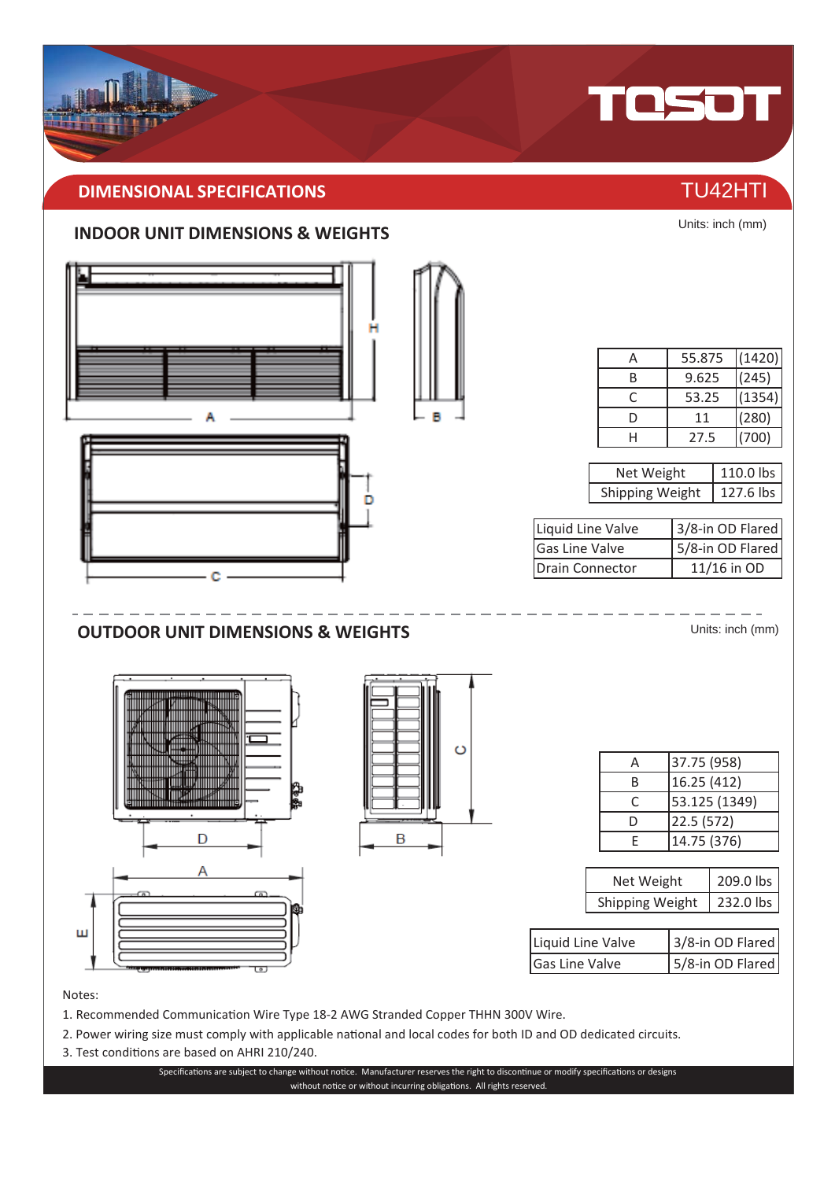## DIMENSIONAL SPECIFICATIONS

TU42HTI

### INDOOR UNIT DIMENSIONS & WEIGHTS

Units: inch (mm)

| | | |
|---|---|---|
| A | 55.875 | (1420) |
| B | 9.625 | (245) |
| C | 53.25 | (1354) |
| D | 11 | (280) |
| H | 27.5 | (700) |

| | |
|---|---|
| Net Weight | 110.0 lbs |
| Shipping Weight | 127.6 lbs |

| | |
|---|---|
| Liquid Line Valve | 3/8-in OD Flared |
| Gas Line Valve | 5/8-in OD Flared |
| Drain Connector | 11/16 in OD |

### OUTDOOR UNIT DIMENSIONS & WEIGHTS

Units: inch (mm)

| | |
|---|---|
| A | 37.75 (958) |
| B | 16.25 (412) |
| C | 53.125 (1349) |
| D | 22.5 (572) |
| E | 14.75 (376) |

| | |
|---|---|
| Net Weight | 209.0 lbs |
| Shipping Weight | 232.0 lbs |

| | |
|---|---|
| Liquid Line Valve | 3/8-in OD Flared |
| Gas Line Valve | 5/8-in OD Flared |

Notes:

1. Recommended Communication Wire Type 18-2 AWG Stranded Copper THHN 300V Wire.
2. Power wiring size must comply with applicable national and local codes for both ID and OD dedicated circuits.
3. Test conditions are based on AHRI 210/240.

Specifications are subject to change without notice. Manufacturer reserves the right to discontinue or modify specifications or designs without notice or without incurring obligations. All rights reserved.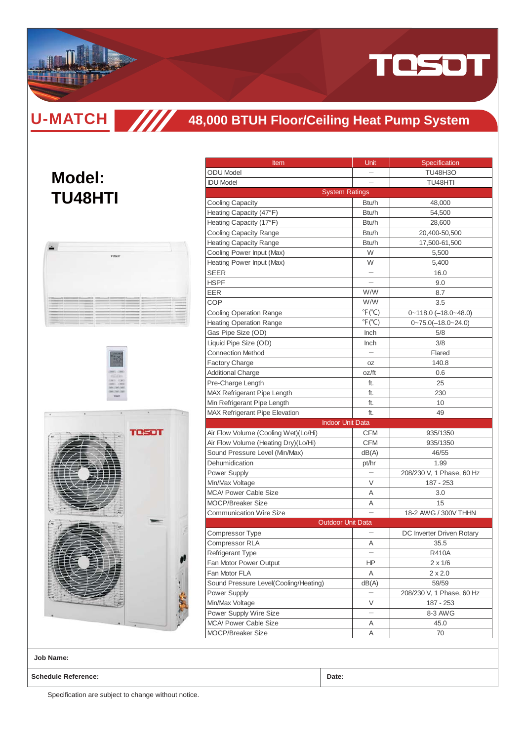# TOSOT

## U-MATCH

## 48,000 BTUH Floor/Ceiling Heat Pump System

# Model: TU48HTI

| Item | Unit | Specification |
|---|---|---|
| ODU Model | — | TU48H3O |
| IDU Model | — | TU48HTI |
| System Ratings | | |
| Cooling Capacity | Btu/h | 48,000 |
| Heating Capacity (47°F) | Btu/h | 54,500 |
| Heating Capacity (17°F) | Btu/h | 28,600 |
| Cooling Capacity Range | Btu/h | 20,400-50,500 |
| Heating Capacity Range | Btu/h | 17,500-61,500 |
| Cooling Power Input (Max) | W | 5,500 |
| Heating Power Input (Max) | W | 5,400 |
| SEER | — | 16.0 |
| HSPF | — | 9.0 |
| EER | W/W | 8.7 |
| COP | W/W | 3.5 |
| Cooling Operation Range | ℉(℃) | 0~118.0 (–18.0~48.0) |
| Heating Operation Range | ℉(℃) | 0~75.0(–18.0~24.0) |
| Gas Pipe Size (OD) | Inch | 5/8 |
| Liquid Pipe Size (OD) | Inch | 3/8 |
| Connection Method | — | Flared |
| Factory Charge | oz | 140.8 |
| Additional Charge | oz/ft | 0.6 |
| Pre-Charge Length | ft. | 25 |
| MAX Refrigerant Pipe Length | ft. | 230 |
| Min Refrigerant Pipe Length | ft. | 10 |
| MAX Refrigerant Pipe Elevation | ft. | 49 |
| Indoor Unit Data | | |
| Air Flow Volume (Cooling Wet)(Lo/Hi) | CFM | 935/1350 |
| Air Flow Volume (Heating Dry)(Lo/Hi) | CFM | 935/1350 |
| Sound Pressure Level (Min/Max) | dB(A) | 46/55 |
| Dehumidication | pt/hr | 1.99 |
| Power Supply | — | 208/230 V, 1 Phase, 60 Hz |
| Min/Max Voltage | V | 187 - 253 |
| MCA/ Power Cable Size | A | 3.0 |
| MOCP/Breaker Size | A | 15 |
| Communication Wire Size | — | 18-2 AWG / 300V THHN |
| Outdoor Unit Data | | |
| Compressor Type | — | DC Inverter Driven Rotary |
| Compressor RLA | A | 35.5 |
| Refrigerant Type | — | R410A |
| Fan Motor Power Output | HP | 2 x 1/6 |
| Fan Motor FLA | A | 2 x 2.0 |
| Sound Pressure Level(Cooling/Heating) | dB(A) | 59/59 |
| Power Supply | — | 208/230 V, 1 Phase, 60 Hz |
| Min/Max Voltage | V | 187 - 253 |
| Power Supply Wire Size | — | 8-3 AWG |
| MCA/ Power Cable Size | A | 45.0 |
| MOCP/Breaker Size | A | 70 |

**Job Name:**

**Schedule Reference:** **Date:**

Specification are subject to change without notice.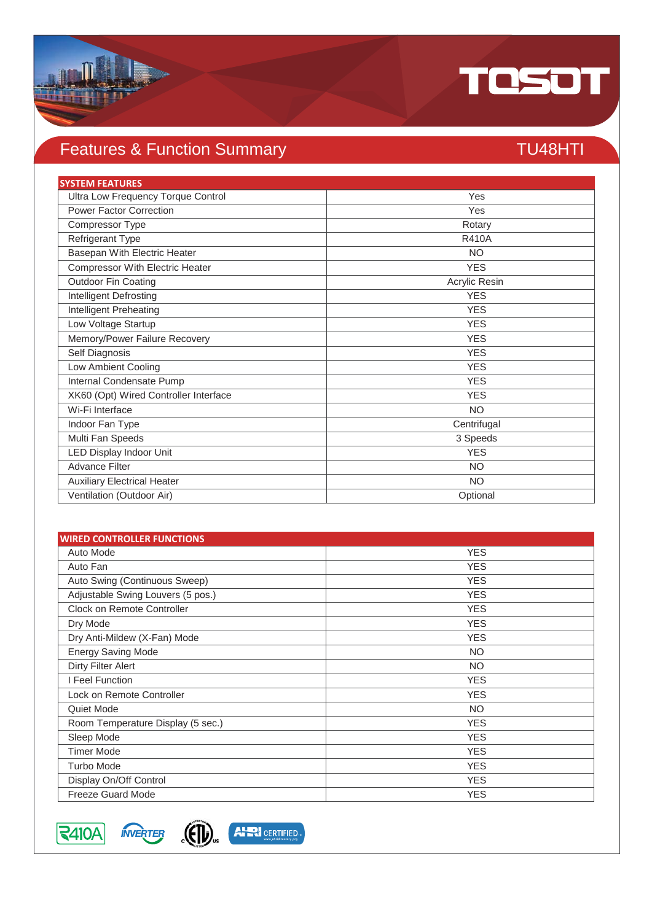# Features & Function Summary

## TU48HTI

| SYSTEM FEATURES | |
|---|---|
| Ultra Low Frequency Torque Control | Yes |
| Power Factor Correction | Yes |
| Compressor Type | Rotary |
| Refrigerant Type | R410A |
| Basepan With Electric Heater | NO |
| Compressor With Electric Heater | YES |
| Outdoor Fin Coating | Acrylic Resin |
| Intelligent Defrosting | YES |
| Intelligent Preheating | YES |
| Low Voltage Startup | YES |
| Memory/Power Failure Recovery | YES |
| Self Diagnosis | YES |
| Low Ambient Cooling | YES |
| Internal Condensate Pump | YES |
| XK60 (Opt) Wired Controller Interface | YES |
| Wi-Fi Interface | NO |
| Indoor Fan Type | Centrifugal |
| Multi Fan Speeds | 3 Speeds |
| LED Display Indoor Unit | YES |
| Advance Filter | NO |
| Auxiliary Electrical Heater | NO |
| Ventilation (Outdoor Air) | Optional |

| WIRED CONTROLLER FUNCTIONS | |
|---|---|
| Auto Mode | YES |
| Auto Fan | YES |
| Auto Swing (Continuous Sweep) | YES |
| Adjustable Swing Louvers (5 pos.) | YES |
| Clock on Remote Controller | YES |
| Dry Mode | YES |
| Dry Anti-Mildew (X-Fan) Mode | YES |
| Energy Saving Mode | NO |
| Dirty Filter Alert | NO |
| I Feel Function | YES |
| Lock on Remote Controller | YES |
| Quiet Mode | NO |
| Room Temperature Display (5 sec.) | YES |
| Sleep Mode | YES |
| Timer Mode | YES |
| Turbo Mode | YES |
| Display On/Off Control | YES |
| Freeze Guard Mode | YES |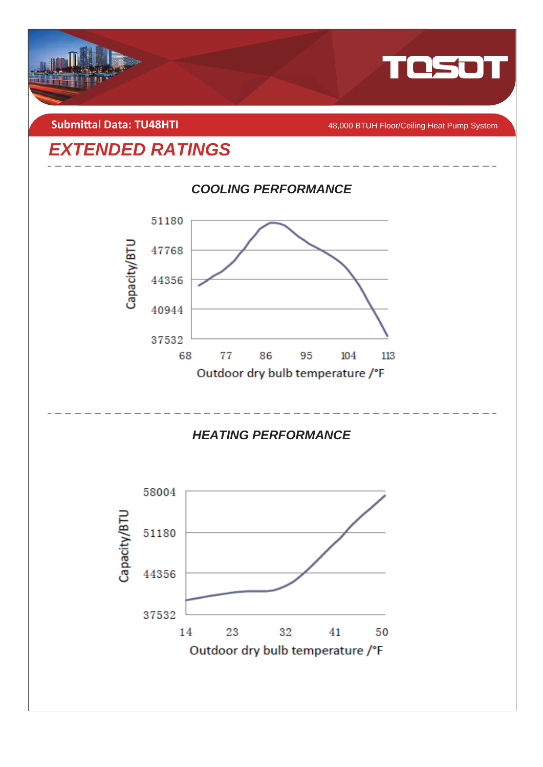**Submittal Data: TU48HTI**

48,000 BTUH Floor/Ceiling Heat Pump System

# EXTENDED RATINGS

## COOLING PERFORMANCE

Capacity/BTU: 51180, 47768, 44356, 40944, 37532

Outdoor dry bulb temperature /°F: 68, 77, 86, 95, 104, 113

## HEATING PERFORMANCE

Capacity/BTU: 58004, 51180, 44356, 37532

Outdoor dry bulb temperature /°F: 14, 23, 32, 41, 50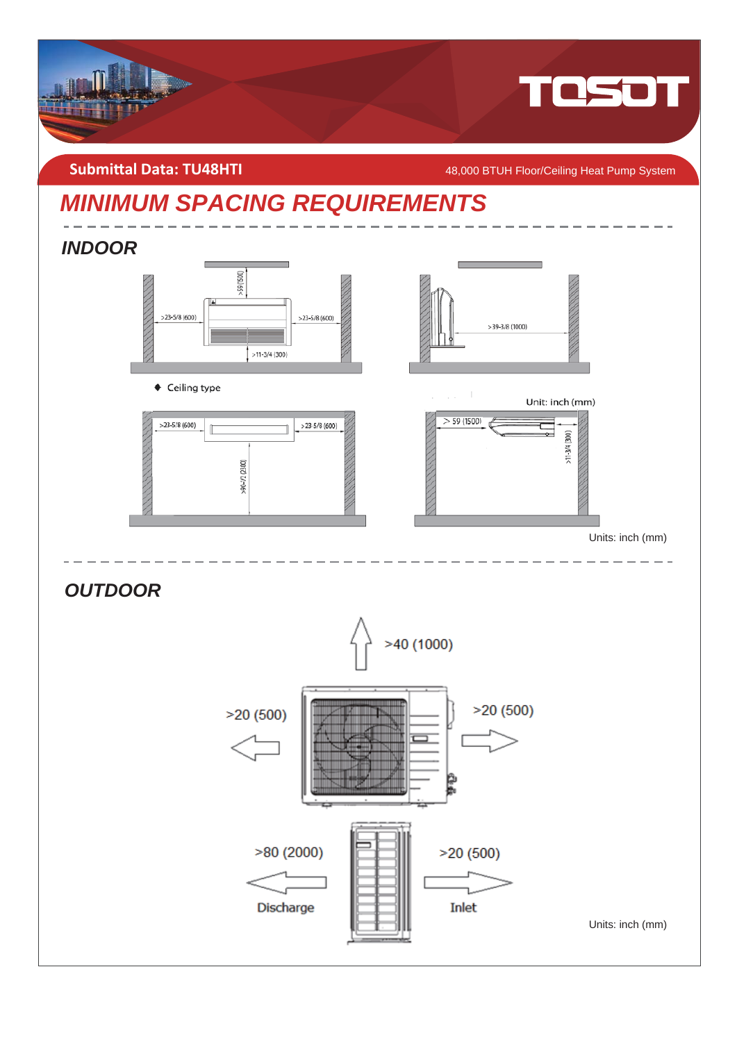Submittal Data: TU48HTI

48,000 BTUH Floor/Ceiling Heat Pump System

# MINIMUM SPACING REQUIREMENTS

## INDOOR

>59 (1500)

>23-5/8 (600)

>23-5/8 (600)

>11-3/4 (300)

>39-3/8 (1000)

◆ Ceiling type

Unit: inch (mm)

>23-5/8 (600)

>23-5/8 (600)

>96-1/2 (2100)

> 59 (1500)

>11-3/4 (300)

Units: inch (mm)

## OUTDOOR

>40 (1000)

>20 (500)

>20 (500)

>80 (2000)

Discharge

>20 (500)

Inlet

Units: inch (mm)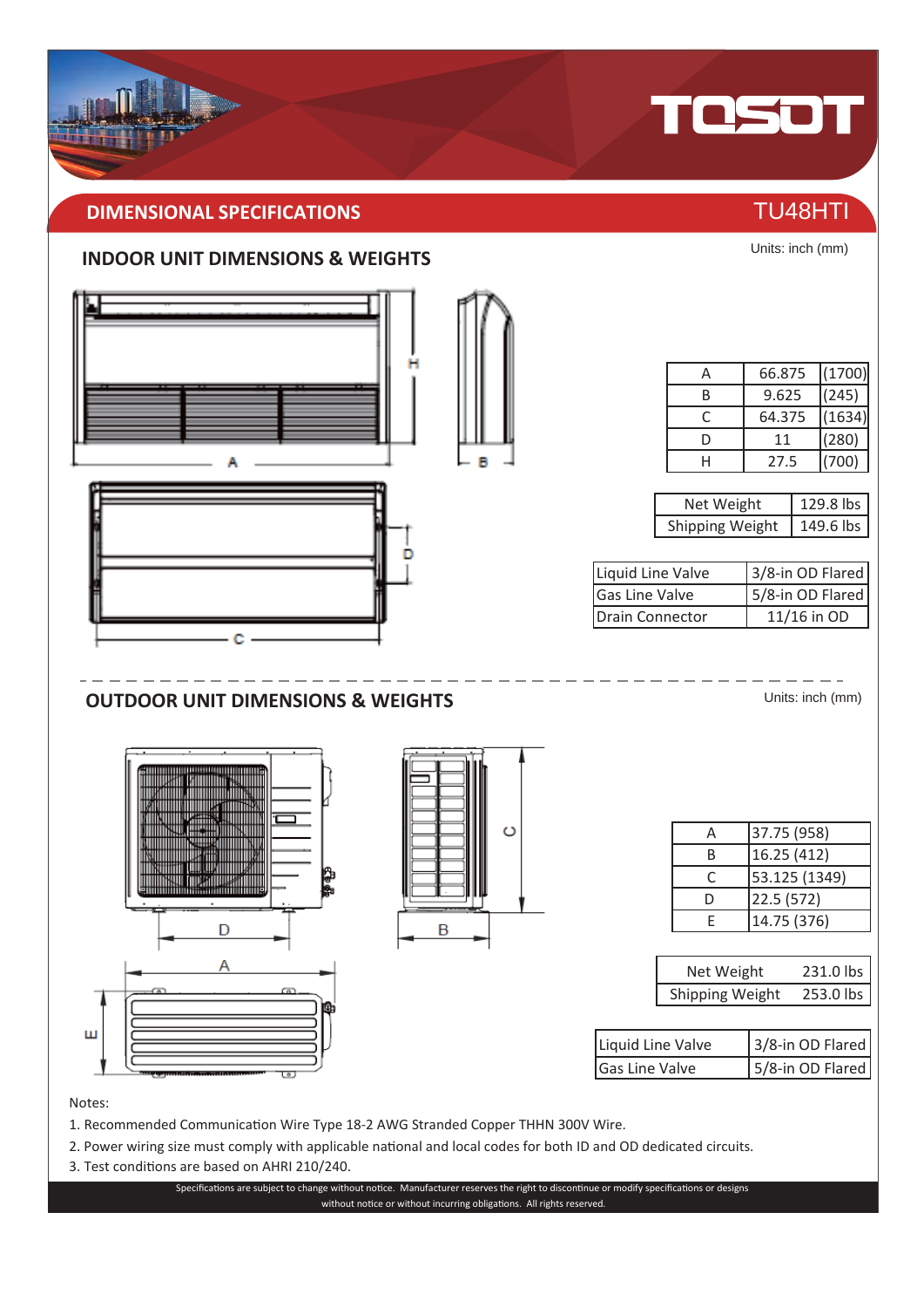# DIMENSIONAL SPECIFICATIONS

TU48HTI

## INDOOR UNIT DIMENSIONS & WEIGHTS

Units: inch (mm)

| | | |
|---|---|---|
| A | 66.875 | (1700) |
| B | 9.625 | (245) |
| C | 64.375 | (1634) |
| D | 11 | (280) |
| H | 27.5 | (700) |

| | |
|---|---|
| Net Weight | 129.8 lbs |
| Shipping Weight | 149.6 lbs |

| | |
|---|---|
| Liquid Line Valve | 3/8-in OD Flared |
| Gas Line Valve | 5/8-in OD Flared |
| Drain Connector | 11/16 in OD |

## OUTDOOR UNIT DIMENSIONS & WEIGHTS

Units: inch (mm)

| | |
|---|---|
| A | 37.75 (958) |
| B | 16.25 (412) |
| C | 53.125 (1349) |
| D | 22.5 (572) |
| E | 14.75 (376) |

| | |
|---|---|
| Net Weight | 231.0 lbs |
| Shipping Weight | 253.0 lbs |

| | |
|---|---|
| Liquid Line Valve | 3/8-in OD Flared |
| Gas Line Valve | 5/8-in OD Flared |

Notes:

1. Recommended Communication Wire Type 18-2 AWG Stranded Copper THHN 300V Wire.
2. Power wiring size must comply with applicable national and local codes for both ID and OD dedicated circuits.
3. Test conditions are based on AHRI 210/240.

Specifications are subject to change without notice. Manufacturer reserves the right to discontinue or modify specifications or designs without notice or without incurring obligations. All rights reserved.